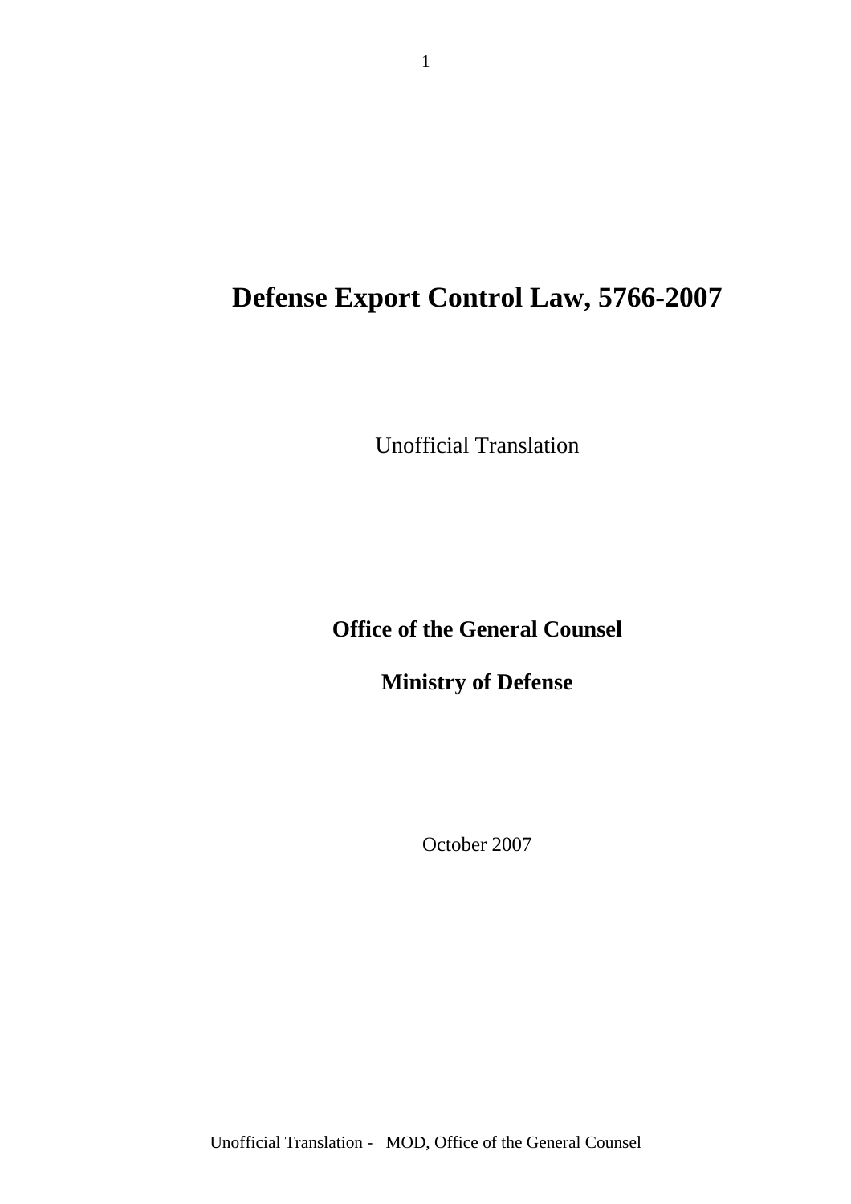# Defense Export Control Law, 5766-2007

Unofficial Translation

**Office of the General Counsel**

**Ministry of Defense**

October 2007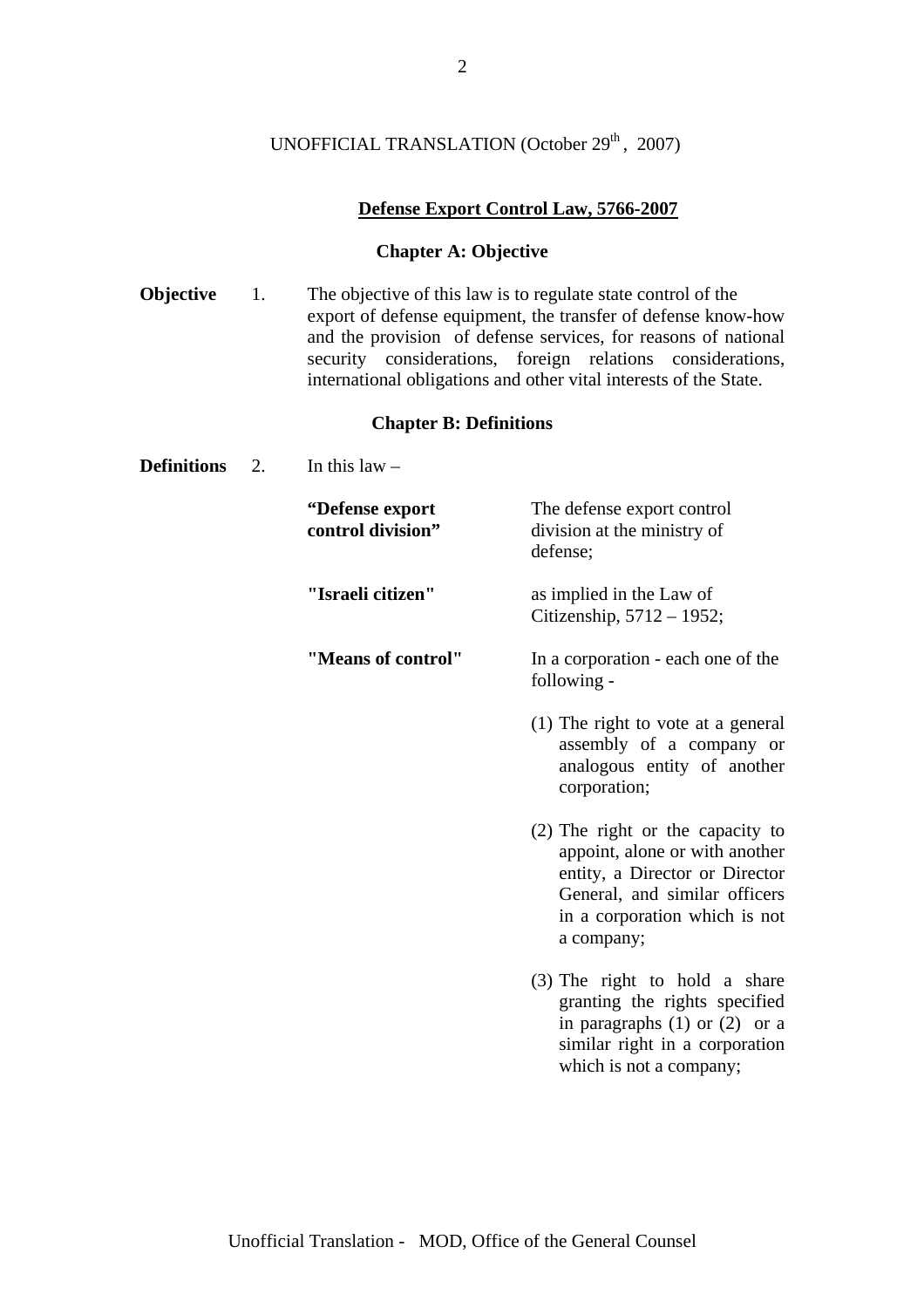UNOFFICIAL TRANSLATION (October 29th, 2007)

## Defense Export Control Law, 5766-2007

### Chapter A: Objective

**Objective** 1. The objective of this law is to regulate state control of the export of defense equipment, the transfer of defense know-how and the provision of defense services, for reasons of national security considerations, foreign relations considerations, international obligations and other vital interests of the State.

### Chapter B: Definitions

**Definitions** 2. In this law –

| | |
|---|---|
| **"Defense export control division"** | The defense export control division at the ministry of defense; |
| **"Israeli citizen"** | as implied in the Law of Citizenship, 5712 – 1952; |
| **"Means of control"** | In a corporation - each one of the following - (1) The right to vote at a general assembly of a company or analogous entity of another corporation; (2) The right or the capacity to appoint, alone or with another entity, a Director or Director General, and similar officers in a corporation which is not a company; (3) The right to hold a share granting the rights specified in paragraphs (1) or (2) or a similar right in a corporation which is not a company; |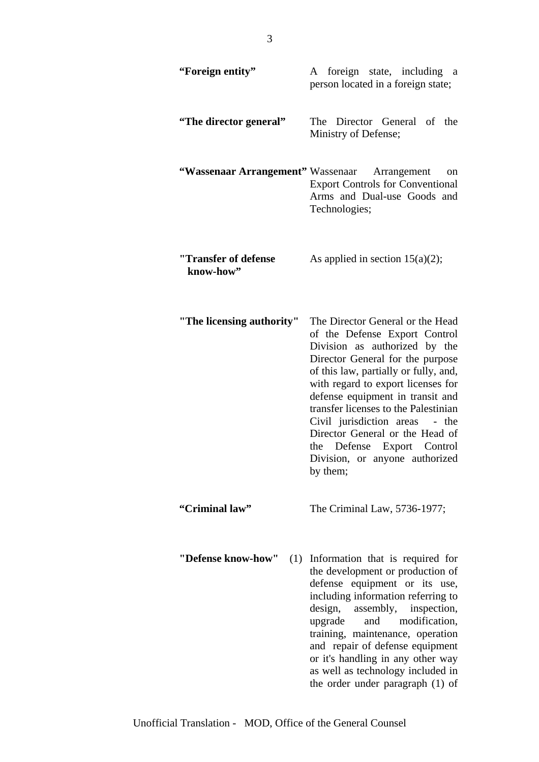**“Foreign entity”** A foreign state, including a person located in a foreign state;

**“The director general”** The Director General of the Ministry of Defense;

**“Wassenaar Arrangement”** Wassenaar Arrangement on Export Controls for Conventional Arms and Dual-use Goods and Technologies;

**"Transfer of defense know-how”** As applied in section 15(a)(2);

**"The licensing authority"** The Director General or the Head of the Defense Export Control Division as authorized by the Director General for the purpose of this law, partially or fully, and, with regard to export licenses for defense equipment in transit and transfer licenses to the Palestinian Civil jurisdiction areas - the Director General or the Head of the Defense Export Control Division, or anyone authorized by them;

**“Criminal law”** The Criminal Law, 5736-1977;

**"Defense know-how"** (1) Information that is required for the development or production of defense equipment or its use, including information referring to design, assembly, inspection, upgrade and modification, training, maintenance, operation and repair of defense equipment or it's handling in any other way as well as technology included in the order under paragraph (1) of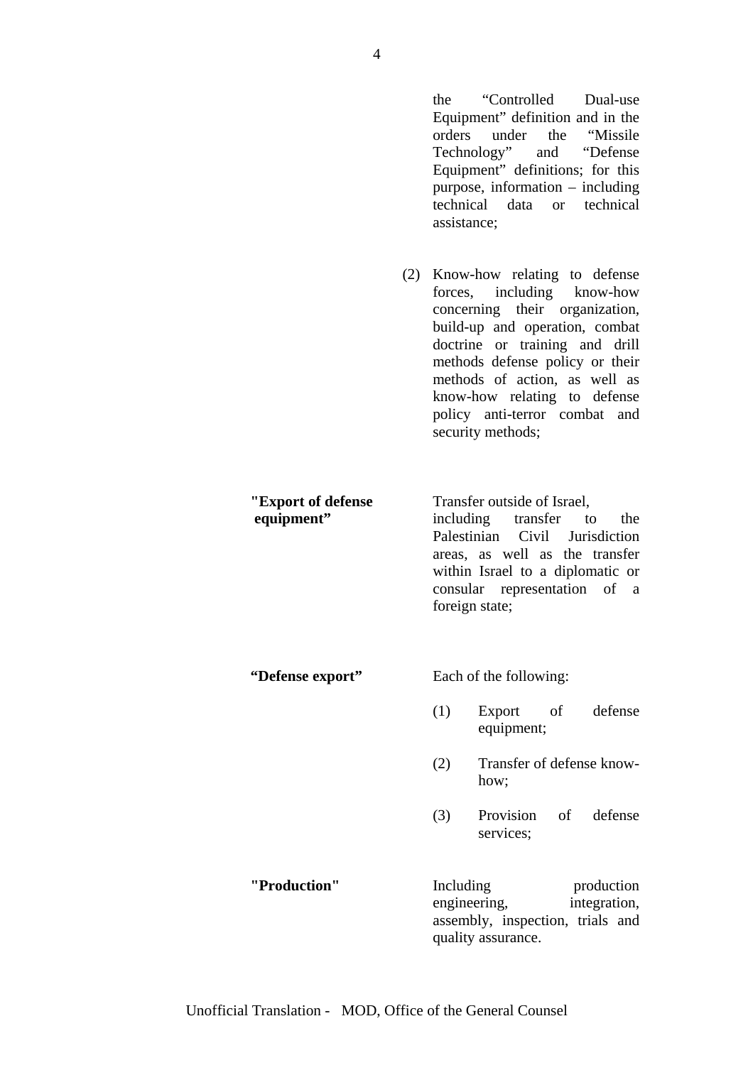the "Controlled Dual-use Equipment" definition and in the orders under the "Missile Technology" and "Defense Equipment" definitions; for this purpose, information – including technical data or technical assistance;

(2) Know-how relating to defense forces, including know-how concerning their organization, build-up and operation, combat doctrine or training and drill methods defense policy or their methods of action, as well as know-how relating to defense policy anti-terror combat and security methods;

**"Export of defense equipment"** — Transfer outside of Israel, including transfer to the Palestinian Civil Jurisdiction areas, as well as the transfer within Israel to a diplomatic or consular representation of a foreign state;

**"Defense export"** — Each of the following:

(1) Export of defense equipment;

(2) Transfer of defense know-how;

(3) Provision of defense services;

**"Production"** — Including production engineering, integration, assembly, inspection, trials and quality assurance.

Unofficial Translation - MOD, Office of the General Counsel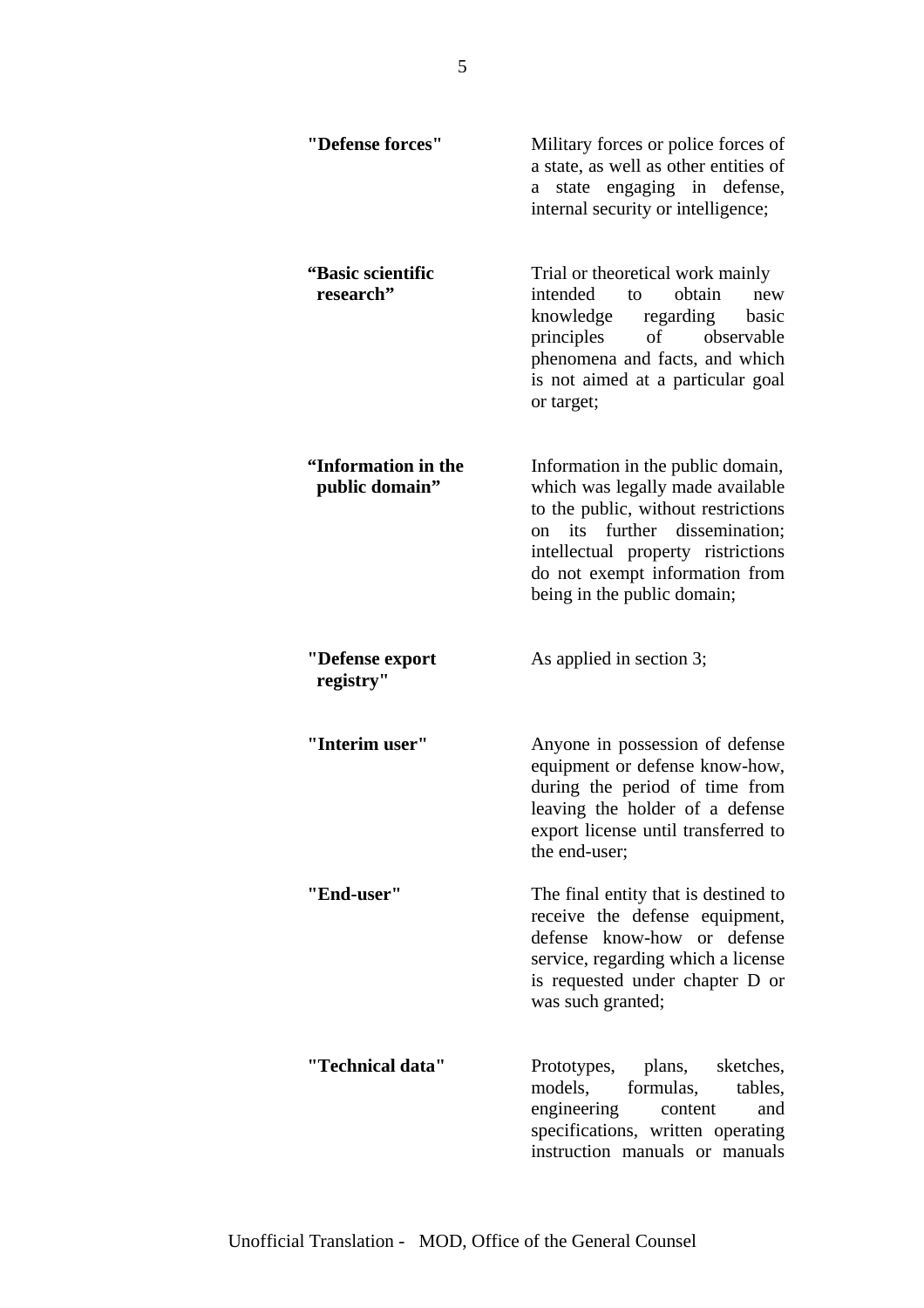**"Defense forces"** Military forces or police forces of a state, as well as other entities of a state engaging in defense, internal security or intelligence;

**"Basic scientific research"** Trial or theoretical work mainly intended to obtain new knowledge regarding basic principles of observable phenomena and facts, and which is not aimed at a particular goal or target;

**"Information in the public domain"** Information in the public domain, which was legally made available to the public, without restrictions on its further dissemination; intellectual property ristrictions do not exempt information from being in the public domain;

**"Defense export registry"** As applied in section 3;

**"Interim user"** Anyone in possession of defense equipment or defense know-how, during the period of time from leaving the holder of a defense export license until transferred to the end-user;

**"End-user"** The final entity that is destined to receive the defense equipment, defense know-how or defense service, regarding which a license is requested under chapter D or was such granted;

**"Technical data"** Prototypes, plans, sketches, models, formulas, tables, engineering content and specifications, written operating instruction manuals or manuals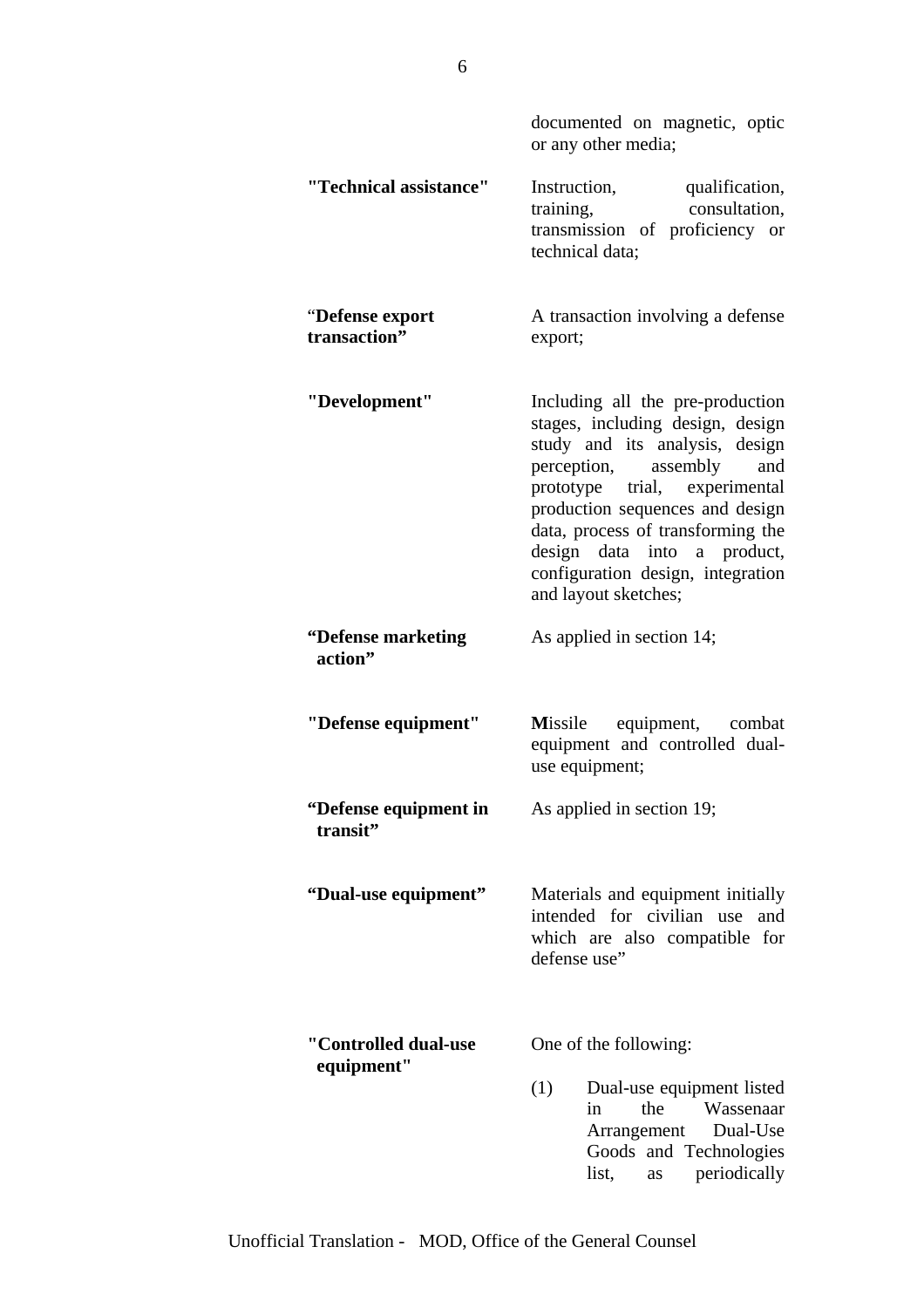documented on magnetic, optic or any other media;

| | |
|---|---|
| **"Technical assistance"** | Instruction, qualification, training, consultation, transmission of proficiency or technical data; |
| “**Defense export transaction”** | A transaction involving a defense export; |
| **"Development"** | Including all the pre-production stages, including design, design study and its analysis, design perception, assembly and prototype trial, experimental production sequences and design data, process of transforming the design data into a product, configuration design, integration and layout sketches; |
| **“Defense marketing action”** | As applied in section 14; |
| **"Defense equipment"** | **M**issile equipment, combat equipment and controlled dual-use equipment; |
| **“Defense equipment in transit”** | As applied in section 19; |
| **“Dual-use equipment”** | Materials and equipment initially intended for civilian use and which are also compatible for defense use” |
| **"Controlled dual-use equipment"** | One of the following:<br>(1) Dual-use equipment listed in the Wassenaar Arrangement Dual-Use Goods and Technologies list, as periodically |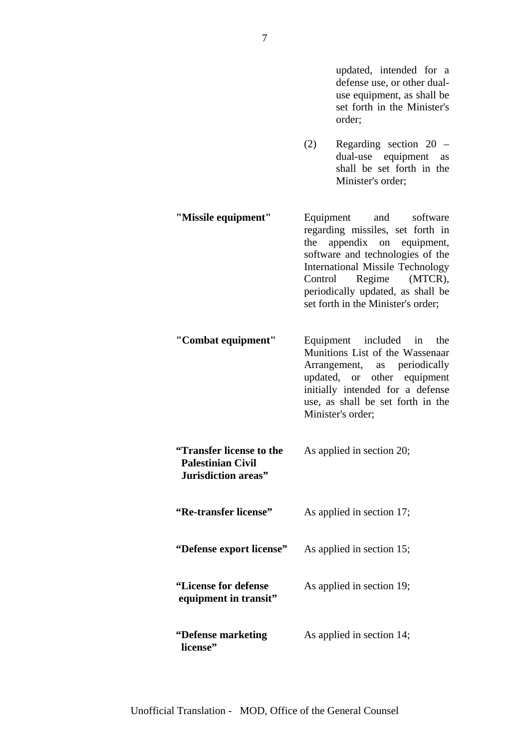updated, intended for a defense use, or other dual-use equipment, as shall be set forth in the Minister's order;

(2) Regarding section 20 – dual-use equipment as shall be set forth in the Minister's order;

**"Missile equipment"** Equipment and software regarding missiles, set forth in the appendix on equipment, software and technologies of the International Missile Technology Control Regime (MTCR), periodically updated, as shall be set forth in the Minister's order;

**"Combat equipment"** Equipment included in the Munitions List of the Wassenaar Arrangement, as periodically updated, or other equipment initially intended for a defense use, as shall be set forth in the Minister's order;

**"Transfer license to the Palestinian Civil Jurisdiction areas"** As applied in section 20;

**"Re-transfer license"** As applied in section 17;

**"Defense export license"** As applied in section 15;

**"License for defense equipment in transit"** As applied in section 19;

**"Defense marketing license"** As applied in section 14;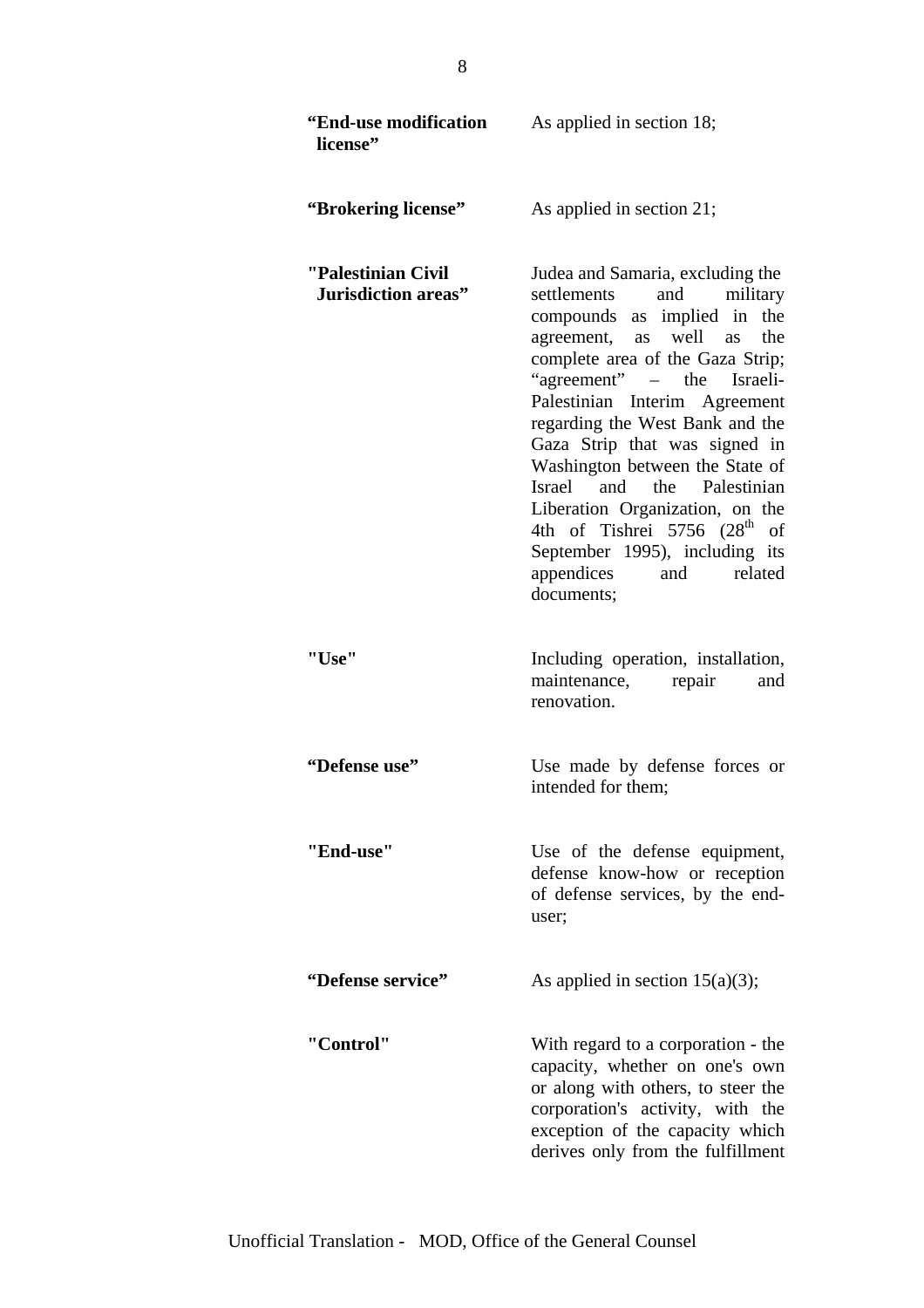**"End-use modification license"** As applied in section 18;

**"Brokering license"** As applied in section 21;

**"Palestinian Civil Jurisdiction areas"** Judea and Samaria, excluding the settlements and military compounds as implied in the agreement, as well as the complete area of the Gaza Strip; "agreement" – the Israeli-Palestinian Interim Agreement regarding the West Bank and the Gaza Strip that was signed in Washington between the State of Israel and the Palestinian Liberation Organization, on the 4th of Tishrei 5756 (28th of September 1995), including its appendices and related documents;

**"Use"** Including operation, installation, maintenance, repair and renovation.

**"Defense use"** Use made by defense forces or intended for them;

**"End-use"** Use of the defense equipment, defense know-how or reception of defense services, by the end-user;

**"Defense service"** As applied in section 15(a)(3);

**"Control"** With regard to a corporation - the capacity, whether on one's own or along with others, to steer the corporation's activity, with the exception of the capacity which derives only from the fulfillment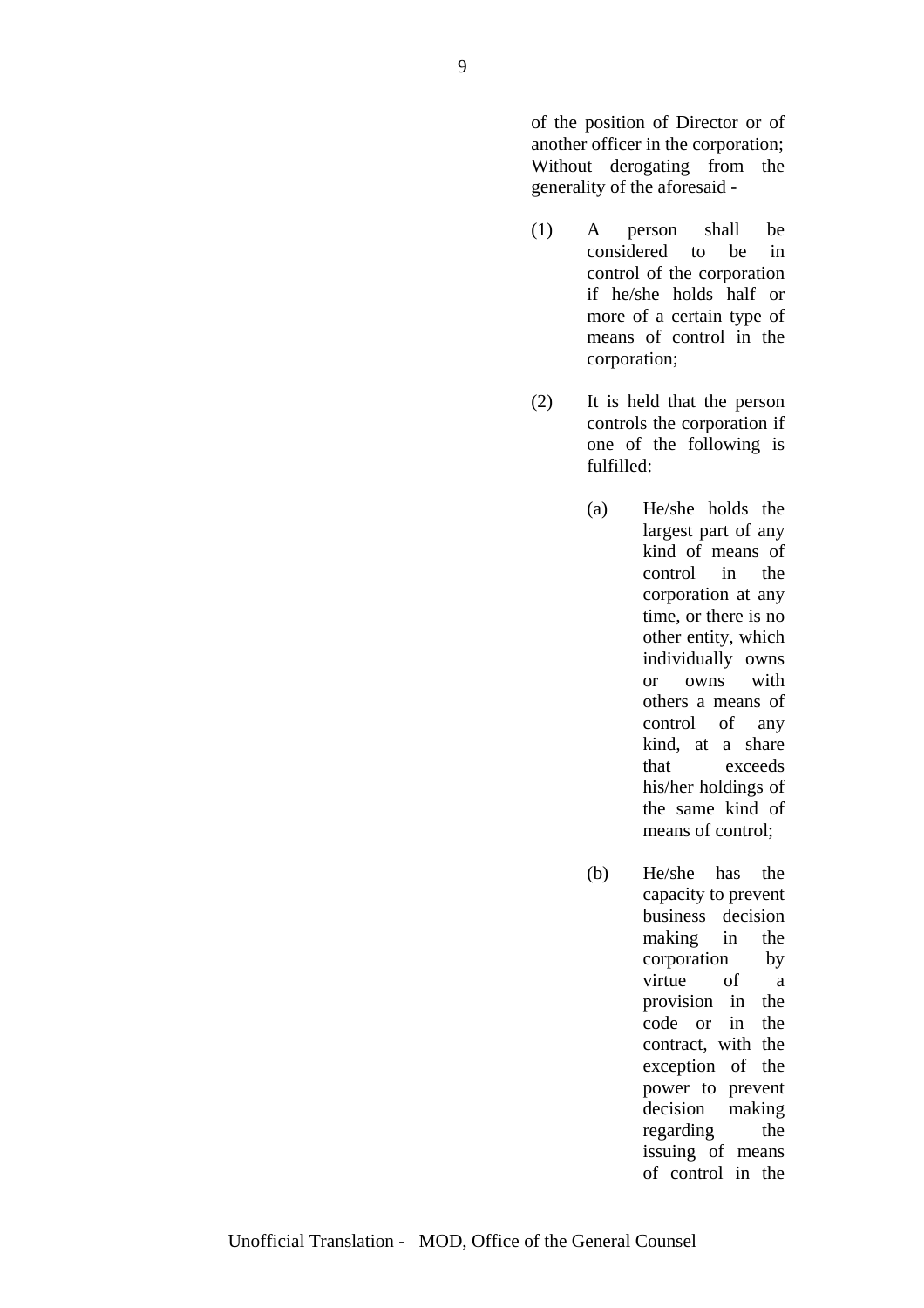of the position of Director or of another officer in the corporation; Without derogating from the generality of the aforesaid -

(1) A person shall be considered to be in control of the corporation if he/she holds half or more of a certain type of means of control in the corporation;

(2) It is held that the person controls the corporation if one of the following is fulfilled:

(a) He/she holds the largest part of any kind of means of control in the corporation at any time, or there is no other entity, which individually owns or owns with others a means of control of any kind, at a share that exceeds his/her holdings of the same kind of means of control;

(b) He/she has the capacity to prevent business decision making in the corporation by virtue of a provision in the code or in the contract, with the exception of the power to prevent decision making regarding the issuing of means of control in the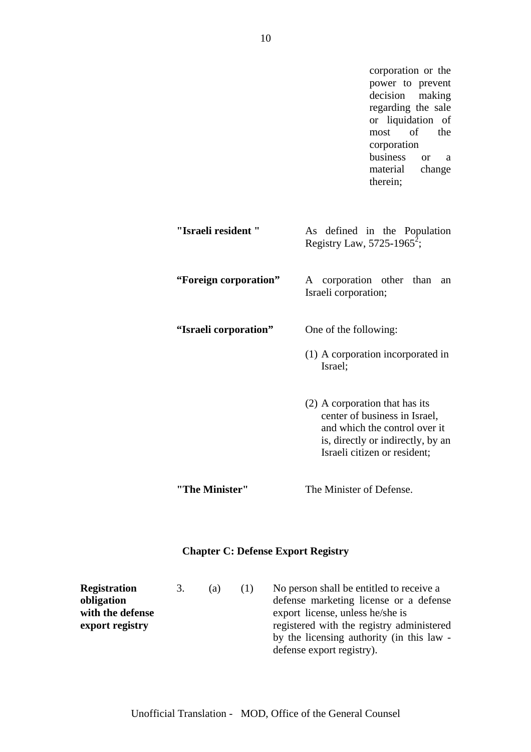corporation or the power to prevent decision making regarding the sale or liquidation of most of the corporation business or a material change therein;

| | |
|---|---|
| **"Israeli resident "** | As defined in the Population Registry Law, 5725-1965[2]; |
| **"Foreign corporation"** | A corporation other than an Israeli corporation; |
| **"Israeli corporation"** | One of the following:<br>(1) A corporation incorporated in Israel;<br>(2) A corporation that has its center of business in Israel, and which the control over it is, directly or indirectly, by an Israeli citizen or resident; |
| **"The Minister"** | The Minister of Defense. |

## Chapter C: Defense Export Registry

**Registration obligation with the defense export registry**

3. (a) (1) No person shall be entitled to receive a defense marketing license or a defense export license, unless he/she is registered with the registry administered by the licensing authority (in this law - defense export registry).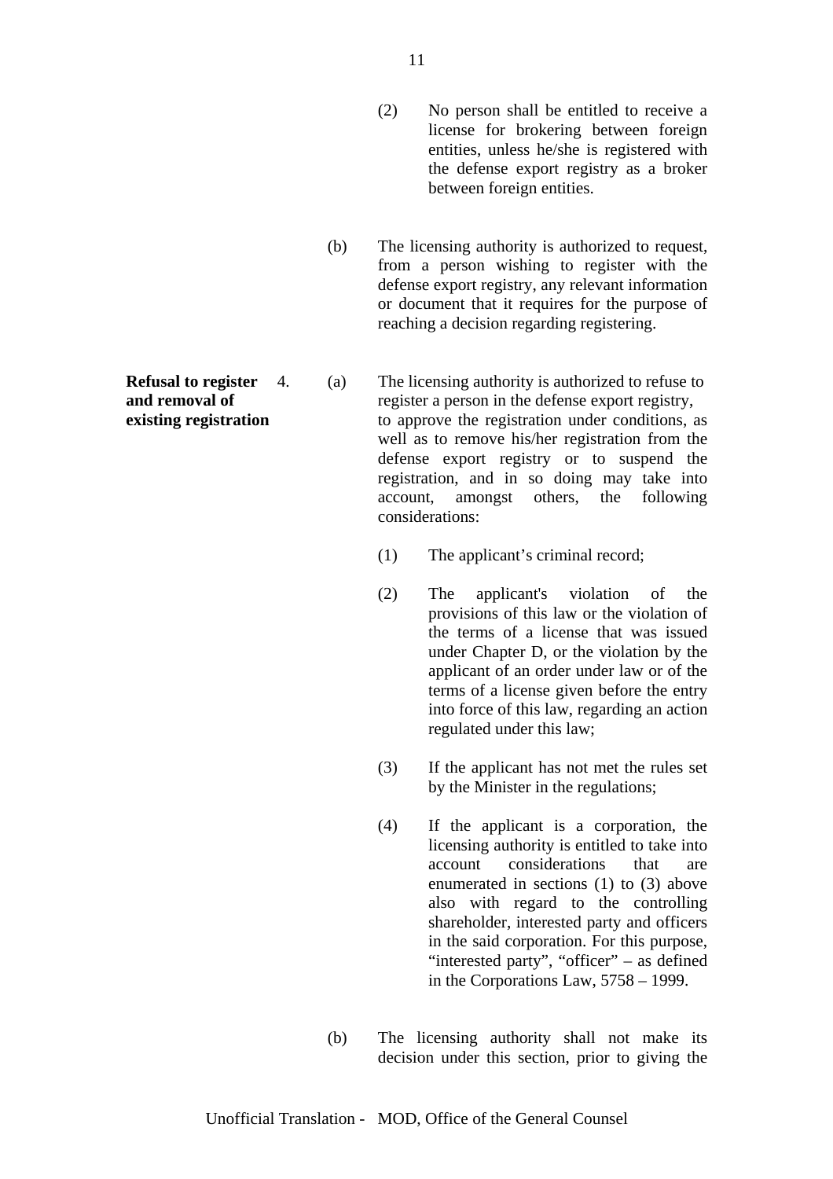(2) No person shall be entitled to receive a license for brokering between foreign entities, unless he/she is registered with the defense export registry as a broker between foreign entities.

(b) The licensing authority is authorized to request, from a person wishing to register with the defense export registry, any relevant information or document that it requires for the purpose of reaching a decision regarding registering.

**Refusal to register and removal of existing registration**

4. (a) The licensing authority is authorized to refuse to register a person in the defense export registry, to approve the registration under conditions, as well as to remove his/her registration from the defense export registry or to suspend the registration, and in so doing may take into account, amongst others, the following considerations:

(1) The applicant's criminal record;

(2) The applicant's violation of the provisions of this law or the violation of the terms of a license that was issued under Chapter D, or the violation by the applicant of an order under law or of the terms of a license given before the entry into force of this law, regarding an action regulated under this law;

(3) If the applicant has not met the rules set by the Minister in the regulations;

(4) If the applicant is a corporation, the licensing authority is entitled to take into account considerations that are enumerated in sections (1) to (3) above also with regard to the controlling shareholder, interested party and officers in the said corporation. For this purpose, "interested party", "officer" – as defined in the Corporations Law, 5758 – 1999.

(b) The licensing authority shall not make its decision under this section, prior to giving the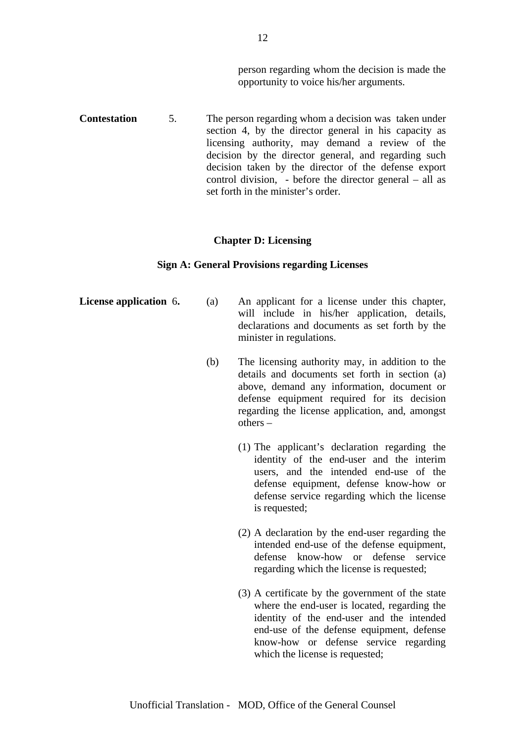person regarding whom the decision is made the opportunity to voice his/her arguments.

**Contestation** 5. The person regarding whom a decision was taken under section 4, by the director general in his capacity as licensing authority, may demand a review of the decision by the director general, and regarding such decision taken by the director of the defense export control division, - before the director general – all as set forth in the minister's order.

## Chapter D: Licensing

### Sign A: General Provisions regarding Licenses

**License application** 6.

(a) An applicant for a license under this chapter, will include in his/her application, details, declarations and documents as set forth by the minister in regulations.

(b) The licensing authority may, in addition to the details and documents set forth in section (a) above, demand any information, document or defense equipment required for its decision regarding the license application, and, amongst others –

(1) The applicant's declaration regarding the identity of the end-user and the interim users, and the intended end-use of the defense equipment, defense know-how or defense service regarding which the license is requested;

(2) A declaration by the end-user regarding the intended end-use of the defense equipment, defense know-how or defense service regarding which the license is requested;

(3) A certificate by the government of the state where the end-user is located, regarding the identity of the end-user and the intended end-use of the defense equipment, defense know-how or defense service regarding which the license is requested;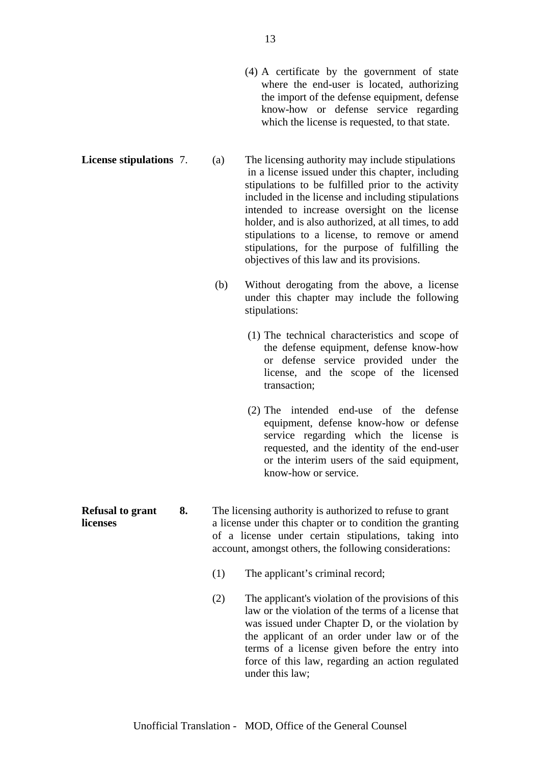(4) A certificate by the government of state where the end-user is located, authorizing the import of the defense equipment, defense know-how or defense service regarding which the license is requested, to that state.

**License stipulations** 7. (a) The licensing authority may include stipulations in a license issued under this chapter, including stipulations to be fulfilled prior to the activity included in the license and including stipulations intended to increase oversight on the license holder, and is also authorized, at all times, to add stipulations to a license, to remove or amend stipulations, for the purpose of fulfilling the objectives of this law and its provisions.

(b) Without derogating from the above, a license under this chapter may include the following stipulations:

(1) The technical characteristics and scope of the defense equipment, defense know-how or defense service provided under the license, and the scope of the licensed transaction;

(2) The intended end-use of the defense equipment, defense know-how or defense service regarding which the license is requested, and the identity of the end-user or the interim users of the said equipment, know-how or service.

**Refusal to grant licenses** **8.** The licensing authority is authorized to refuse to grant a license under this chapter or to condition the granting of a license under certain stipulations, taking into account, amongst others, the following considerations:

(1) The applicant's criminal record;

(2) The applicant's violation of the provisions of this law or the violation of the terms of a license that was issued under Chapter D, or the violation by the applicant of an order under law or of the terms of a license given before the entry into force of this law, regarding an action regulated under this law;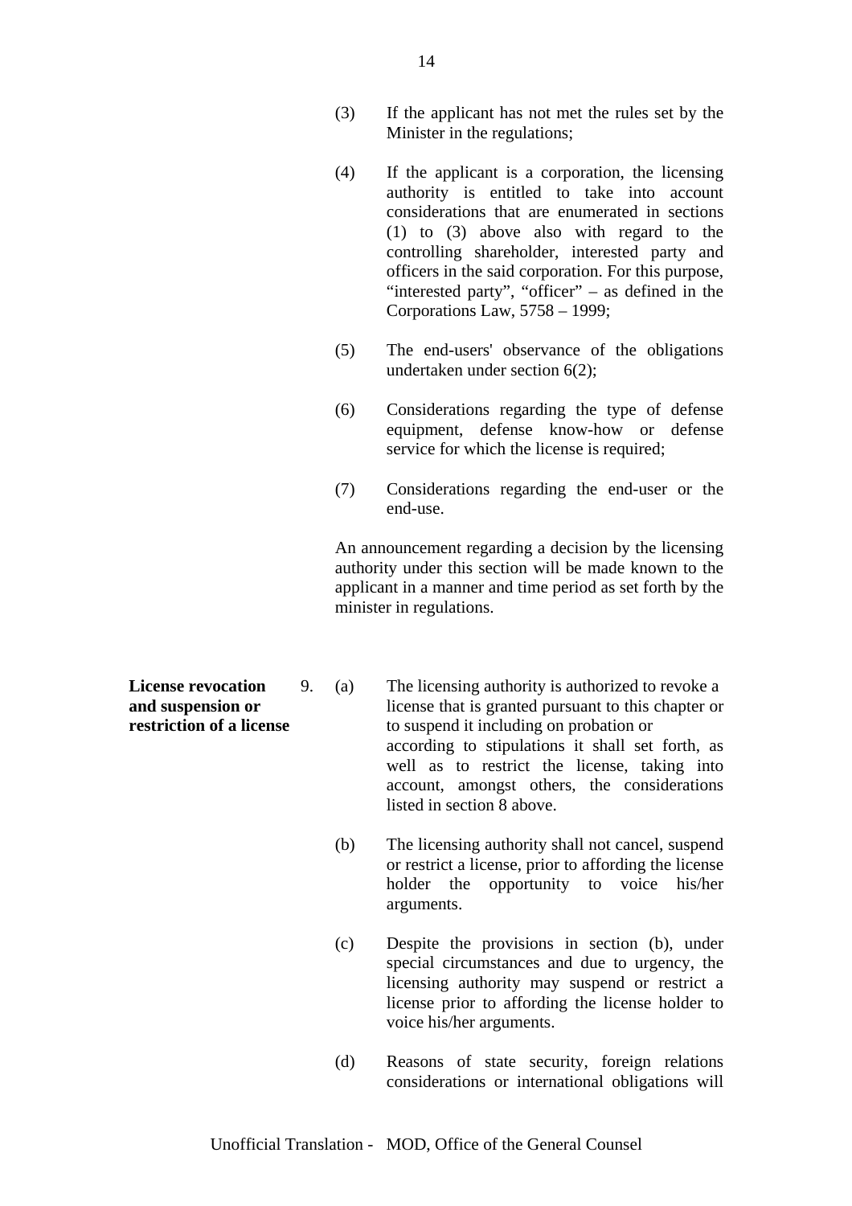(3) If the applicant has not met the rules set by the Minister in the regulations;

(4) If the applicant is a corporation, the licensing authority is entitled to take into account considerations that are enumerated in sections (1) to (3) above also with regard to the controlling shareholder, interested party and officers in the said corporation. For this purpose, “interested party”, “officer” – as defined in the Corporations Law, 5758 – 1999;

(5) The end-users' observance of the obligations undertaken under section 6(2);

(6) Considerations regarding the type of defense equipment, defense know-how or defense service for which the license is required;

(7) Considerations regarding the end-user or the end-use.

An announcement regarding a decision by the licensing authority under this section will be made known to the applicant in a manner and time period as set forth by the minister in regulations.

**License revocation and suspension or restriction of a license**

9. (a) The licensing authority is authorized to revoke a license that is granted pursuant to this chapter or to suspend it including on probation or according to stipulations it shall set forth, as well as to restrict the license, taking into account, amongst others, the considerations listed in section 8 above.

(b) The licensing authority shall not cancel, suspend or restrict a license, prior to affording the license holder the opportunity to voice his/her arguments.

(c) Despite the provisions in section (b), under special circumstances and due to urgency, the licensing authority may suspend or restrict a license prior to affording the license holder to voice his/her arguments.

(d) Reasons of state security, foreign relations considerations or international obligations will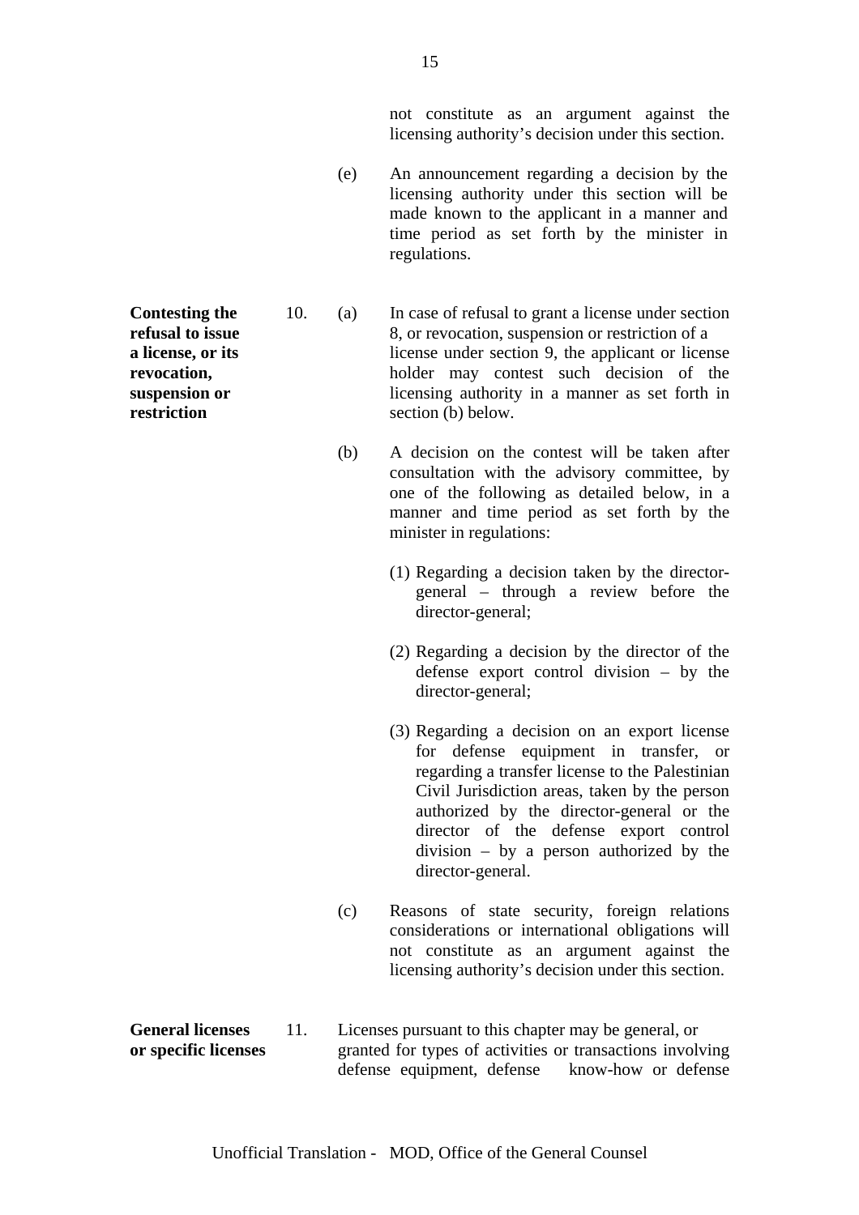not constitute as an argument against the licensing authority's decision under this section.

(e) An announcement regarding a decision by the licensing authority under this section will be made known to the applicant in a manner and time period as set forth by the minister in regulations.

**Contesting the refusal to issue a license, or its revocation, suspension or restriction**

10. (a) In case of refusal to grant a license under section 8, or revocation, suspension or restriction of a license under section 9, the applicant or license holder may contest such decision of the licensing authority in a manner as set forth in section (b) below.

(b) A decision on the contest will be taken after consultation with the advisory committee, by one of the following as detailed below, in a manner and time period as set forth by the minister in regulations:

(1) Regarding a decision taken by the director-general – through a review before the director-general;

(2) Regarding a decision by the director of the defense export control division – by the director-general;

(3) Regarding a decision on an export license for defense equipment in transfer, or regarding a transfer license to the Palestinian Civil Jurisdiction areas, taken by the person authorized by the director-general or the director of the defense export control division – by a person authorized by the director-general.

(c) Reasons of state security, foreign relations considerations or international obligations will not constitute as an argument against the licensing authority's decision under this section.

**General licenses or specific licenses**

11. Licenses pursuant to this chapter may be general, or granted for types of activities or transactions involving defense equipment, defense know-how or defense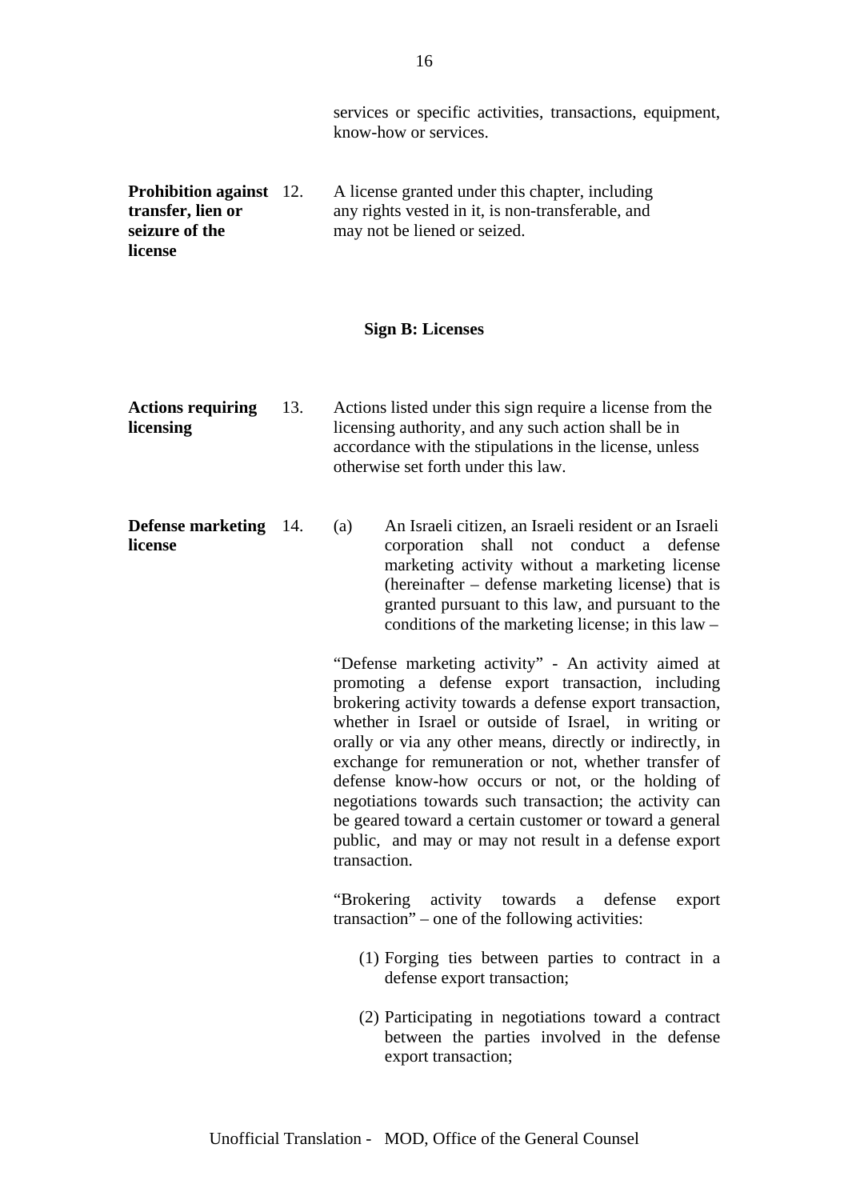services or specific activities, transactions, equipment, know-how or services.

**Prohibition against transfer, lien or seizure of the license**

12. A license granted under this chapter, including any rights vested in it, is non-transferable, and may not be liened or seized.

## Sign B: Licenses

**Actions requiring licensing**

13. Actions listed under this sign require a license from the licensing authority, and any such action shall be in accordance with the stipulations in the license, unless otherwise set forth under this law.

**Defense marketing license**

14. (a) An Israeli citizen, an Israeli resident or an Israeli corporation shall not conduct a defense marketing activity without a marketing license (hereinafter – defense marketing license) that is granted pursuant to this law, and pursuant to the conditions of the marketing license; in this law –

"Defense marketing activity" - An activity aimed at promoting a defense export transaction, including brokering activity towards a defense export transaction, whether in Israel or outside of Israel, in writing or orally or via any other means, directly or indirectly, in exchange for remuneration or not, whether transfer of defense know-how occurs or not, or the holding of negotiations towards such transaction; the activity can be geared toward a certain customer or toward a general public, and may or may not result in a defense export transaction.

"Brokering activity towards a defense export transaction" – one of the following activities:

(1) Forging ties between parties to contract in a defense export transaction;

(2) Participating in negotiations toward a contract between the parties involved in the defense export transaction;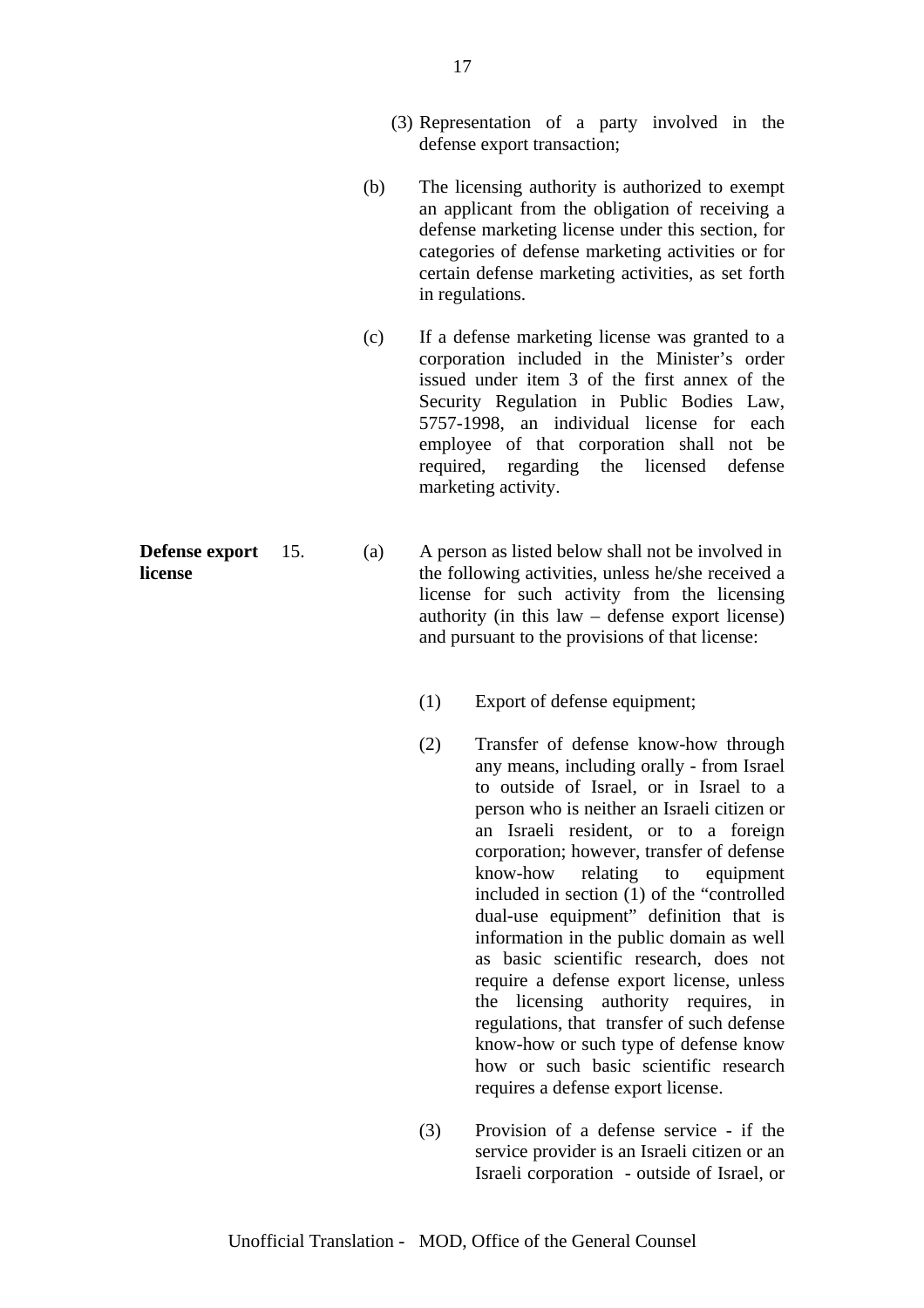(3) Representation of a party involved in the defense export transaction;

(b) The licensing authority is authorized to exempt an applicant from the obligation of receiving a defense marketing license under this section, for categories of defense marketing activities or for certain defense marketing activities, as set forth in regulations.

(c) If a defense marketing license was granted to a corporation included in the Minister's order issued under item 3 of the first annex of the Security Regulation in Public Bodies Law, 5757-1998, an individual license for each employee of that corporation shall not be required, regarding the licensed defense marketing activity.

**Defense export license**

15. (a) A person as listed below shall not be involved in the following activities, unless he/she received a license for such activity from the licensing authority (in this law – defense export license) and pursuant to the provisions of that license:

(1) Export of defense equipment;

(2) Transfer of defense know-how through any means, including orally - from Israel to outside of Israel, or in Israel to a person who is neither an Israeli citizen or an Israeli resident, or to a foreign corporation; however, transfer of defense know-how relating to equipment included in section (1) of the "controlled dual-use equipment" definition that is information in the public domain as well as basic scientific research, does not require a defense export license, unless the licensing authority requires, in regulations, that transfer of such defense know-how or such type of defense know how or such basic scientific research requires a defense export license.

(3) Provision of a defense service - if the service provider is an Israeli citizen or an Israeli corporation - outside of Israel, or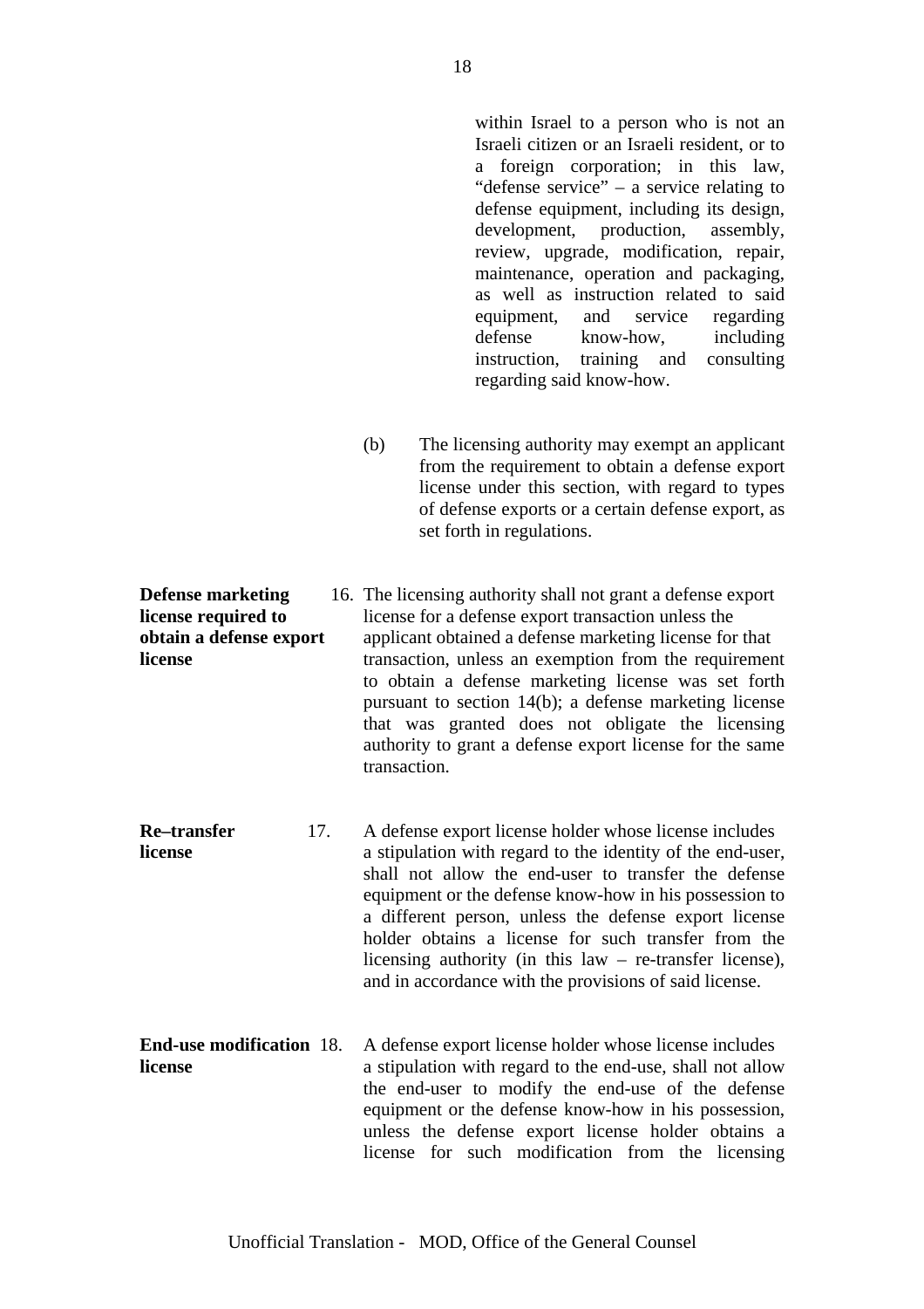within Israel to a person who is not an Israeli citizen or an Israeli resident, or to a foreign corporation; in this law, "defense service" – a service relating to defense equipment, including its design, development, production, assembly, review, upgrade, modification, repair, maintenance, operation and packaging, as well as instruction related to said equipment, and service regarding defense know-how, including instruction, training and consulting regarding said know-how.

(b) The licensing authority may exempt an applicant from the requirement to obtain a defense export license under this section, with regard to types of defense exports or a certain defense export, as set forth in regulations.

**Defense marketing license required to obtain a defense export license**

16. The licensing authority shall not grant a defense export license for a defense export transaction unless the applicant obtained a defense marketing license for that transaction, unless an exemption from the requirement to obtain a defense marketing license was set forth pursuant to section 14(b); a defense marketing license that was granted does not obligate the licensing authority to grant a defense export license for the same transaction.

**Re–transfer license**

17. A defense export license holder whose license includes a stipulation with regard to the identity of the end-user, shall not allow the end-user to transfer the defense equipment or the defense know-how in his possession to a different person, unless the defense export license holder obtains a license for such transfer from the licensing authority (in this law – re-transfer license), and in accordance with the provisions of said license.

**End-use modification license**

18. A defense export license holder whose license includes a stipulation with regard to the end-use, shall not allow the end-user to modify the end-use of the defense equipment or the defense know-how in his possession, unless the defense export license holder obtains a license for such modification from the licensing

Unofficial Translation - MOD, Office of the General Counsel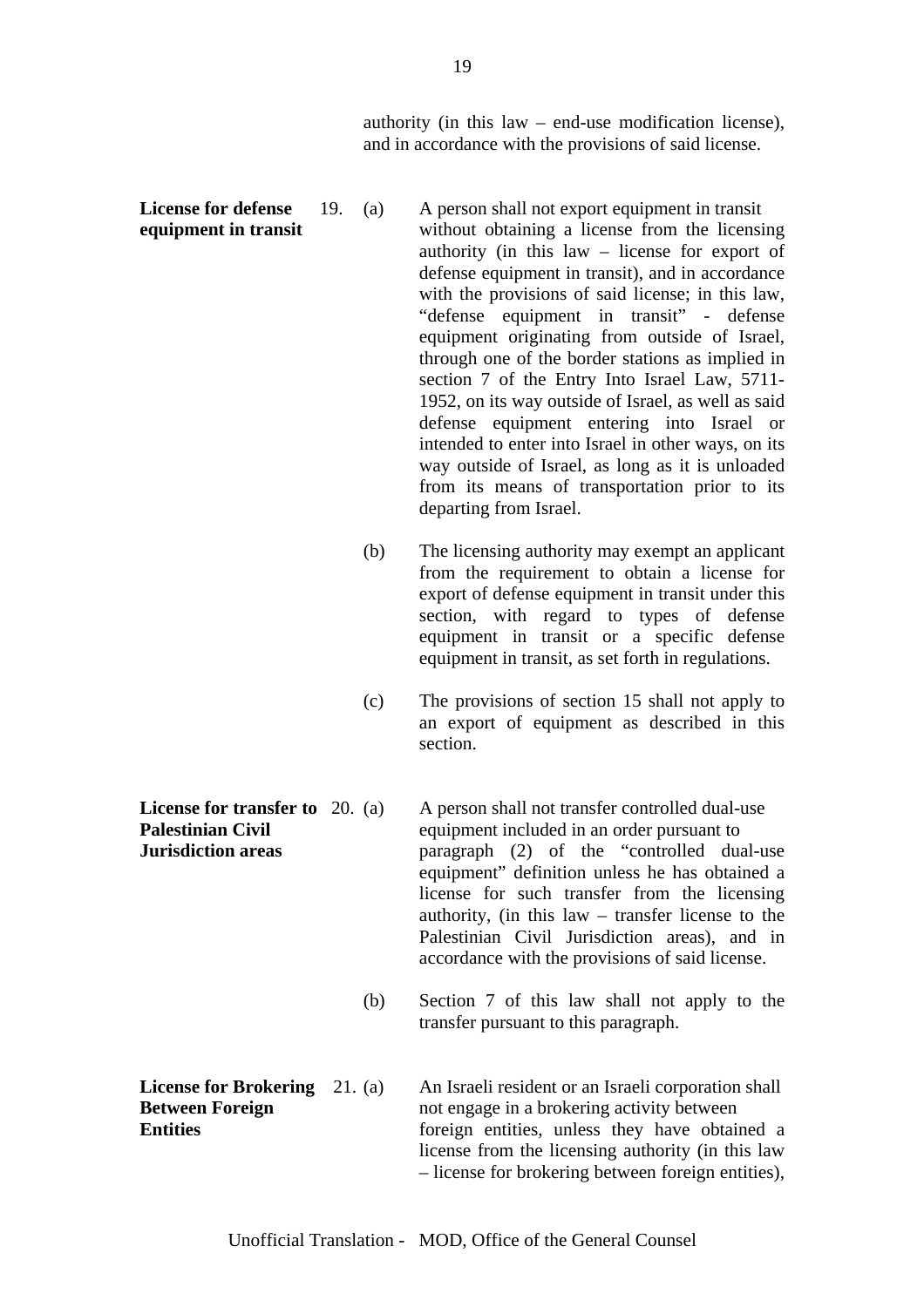authority (in this law – end-use modification license), and in accordance with the provisions of said license.

**License for defense equipment in transit**

19. (a) A person shall not export equipment in transit without obtaining a license from the licensing authority (in this law – license for export of defense equipment in transit), and in accordance with the provisions of said license; in this law, "defense equipment in transit" - defense equipment originating from outside of Israel, through one of the border stations as implied in section 7 of the Entry Into Israel Law, 5711-1952, on its way outside of Israel, as well as said defense equipment entering into Israel or intended to enter into Israel in other ways, on its way outside of Israel, as long as it is unloaded from its means of transportation prior to its departing from Israel.

(b) The licensing authority may exempt an applicant from the requirement to obtain a license for export of defense equipment in transit under this section, with regard to types of defense equipment in transit or a specific defense equipment in transit, as set forth in regulations.

(c) The provisions of section 15 shall not apply to an export of equipment as described in this section.

**License for transfer to Palestinian Civil Jurisdiction areas**

20. (a) A person shall not transfer controlled dual-use equipment included in an order pursuant to paragraph (2) of the "controlled dual-use equipment" definition unless he has obtained a license for such transfer from the licensing authority, (in this law – transfer license to the Palestinian Civil Jurisdiction areas), and in accordance with the provisions of said license.

(b) Section 7 of this law shall not apply to the transfer pursuant to this paragraph.

**License for Brokering Between Foreign Entities**

21. (a) An Israeli resident or an Israeli corporation shall not engage in a brokering activity between foreign entities, unless they have obtained a license from the licensing authority (in this law – license for brokering between foreign entities),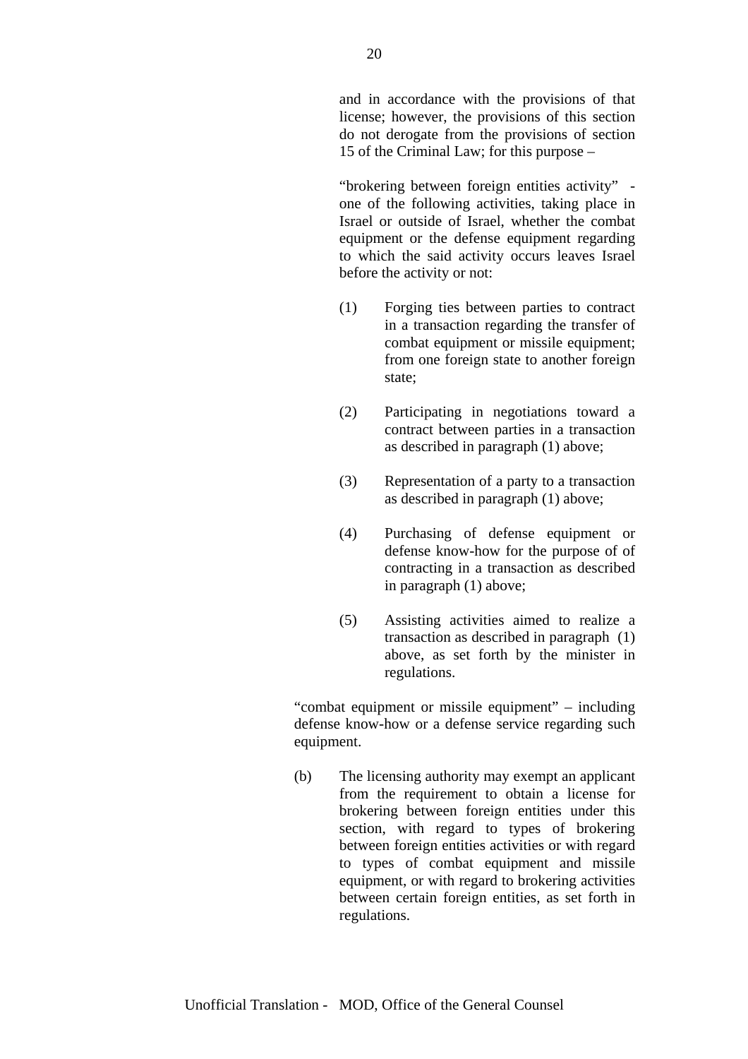and in accordance with the provisions of that license; however, the provisions of this section do not derogate from the provisions of section 15 of the Criminal Law; for this purpose –

"brokering between foreign entities activity" - one of the following activities, taking place in Israel or outside of Israel, whether the combat equipment or the defense equipment regarding to which the said activity occurs leaves Israel before the activity or not:

(1) Forging ties between parties to contract in a transaction regarding the transfer of combat equipment or missile equipment; from one foreign state to another foreign state;

(2) Participating in negotiations toward a contract between parties in a transaction as described in paragraph (1) above;

(3) Representation of a party to a transaction as described in paragraph (1) above;

(4) Purchasing of defense equipment or defense know-how for the purpose of of contracting in a transaction as described in paragraph (1) above;

(5) Assisting activities aimed to realize a transaction as described in paragraph (1) above, as set forth by the minister in regulations.

"combat equipment or missile equipment" – including defense know-how or a defense service regarding such equipment.

(b) The licensing authority may exempt an applicant from the requirement to obtain a license for brokering between foreign entities under this section, with regard to types of brokering between foreign entities activities or with regard to types of combat equipment and missile equipment, or with regard to brokering activities between certain foreign entities, as set forth in regulations.

Unofficial Translation - MOD, Office of the General Counsel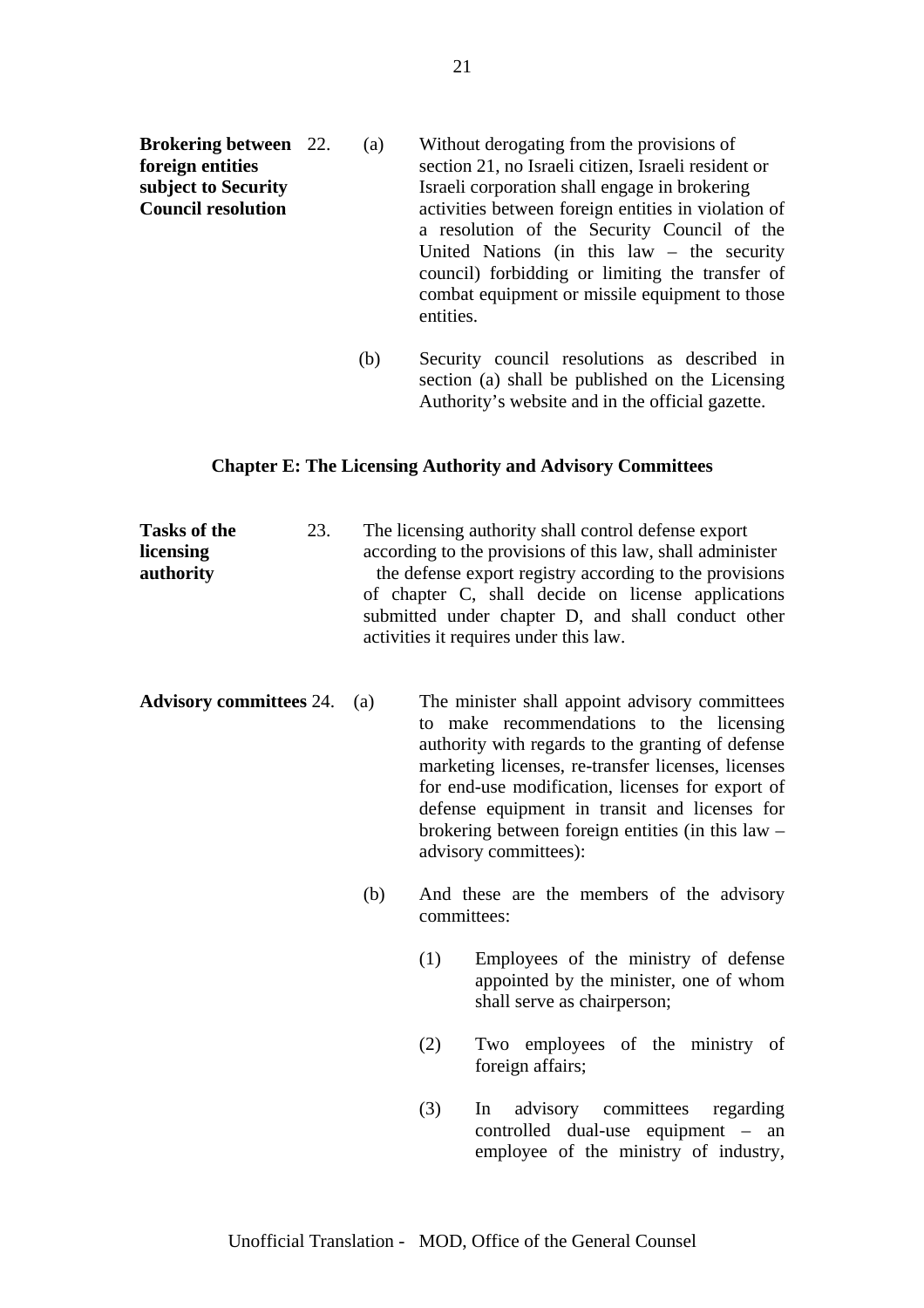**Brokering between foreign entities subject to Security Council resolution**

22. (a) Without derogating from the provisions of section 21, no Israeli citizen, Israeli resident or Israeli corporation shall engage in brokering activities between foreign entities in violation of a resolution of the Security Council of the United Nations (in this law – the security council) forbidding or limiting the transfer of combat equipment or missile equipment to those entities.

(b) Security council resolutions as described in section (a) shall be published on the Licensing Authority's website and in the official gazette.

## Chapter E: The Licensing Authority and Advisory Committees

**Tasks of the licensing authority**

23. The licensing authority shall control defense export according to the provisions of this law, shall administer the defense export registry according to the provisions of chapter C, shall decide on license applications submitted under chapter D, and shall conduct other activities it requires under this law.

**Advisory committees**

24. (a) The minister shall appoint advisory committees to make recommendations to the licensing authority with regards to the granting of defense marketing licenses, re-transfer licenses, licenses for end-use modification, licenses for export of defense equipment in transit and licenses for brokering between foreign entities (in this law – advisory committees):

(b) And these are the members of the advisory committees:

(1) Employees of the ministry of defense appointed by the minister, one of whom shall serve as chairperson;

(2) Two employees of the ministry of foreign affairs;

(3) In advisory committees regarding controlled dual-use equipment – an employee of the ministry of industry,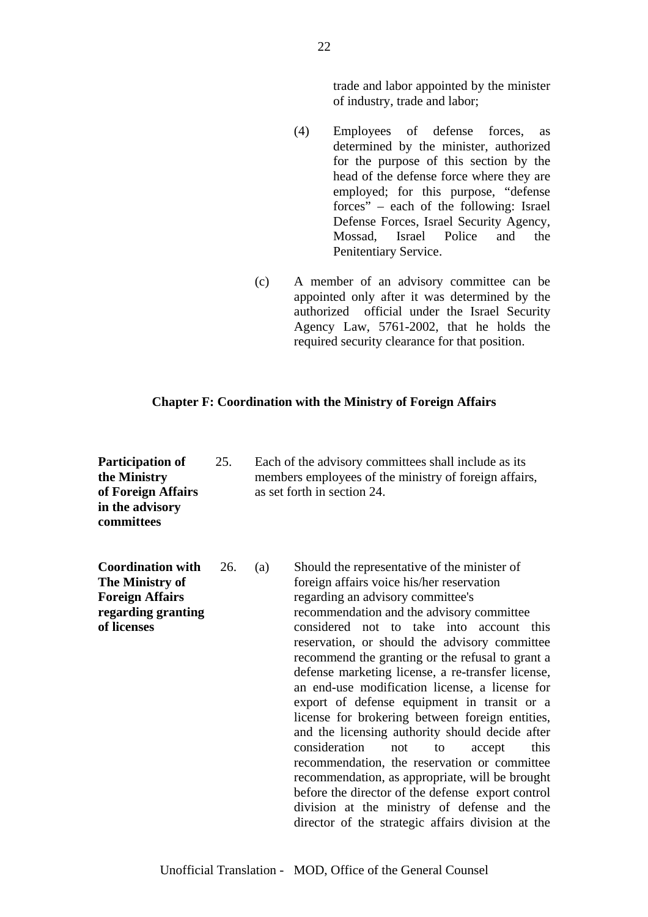trade and labor appointed by the minister of industry, trade and labor;

(4) Employees of defense forces, as determined by the minister, authorized for the purpose of this section by the head of the defense force where they are employed; for this purpose, "defense forces" – each of the following: Israel Defense Forces, Israel Security Agency, Mossad, Israel Police and the Penitentiary Service.

(c) A member of an advisory committee can be appointed only after it was determined by the authorized official under the Israel Security Agency Law, 5761-2002, that he holds the required security clearance for that position.

## Chapter F: Coordination with the Ministry of Foreign Affairs

**Participation of the Ministry of Foreign Affairs in the advisory committees**

25. Each of the advisory committees shall include as its members employees of the ministry of foreign affairs, as set forth in section 24.

**Coordination with The Ministry of Foreign Affairs regarding granting of licenses**

26. (a) Should the representative of the minister of foreign affairs voice his/her reservation regarding an advisory committee's recommendation and the advisory committee considered not to take into account this reservation, or should the advisory committee recommend the granting or the refusal to grant a defense marketing license, a re-transfer license, an end-use modification license, a license for export of defense equipment in transit or a license for brokering between foreign entities, and the licensing authority should decide after consideration not to accept this recommendation, the reservation or committee recommendation, as appropriate, will be brought before the director of the defense export control division at the ministry of defense and the director of the strategic affairs division at the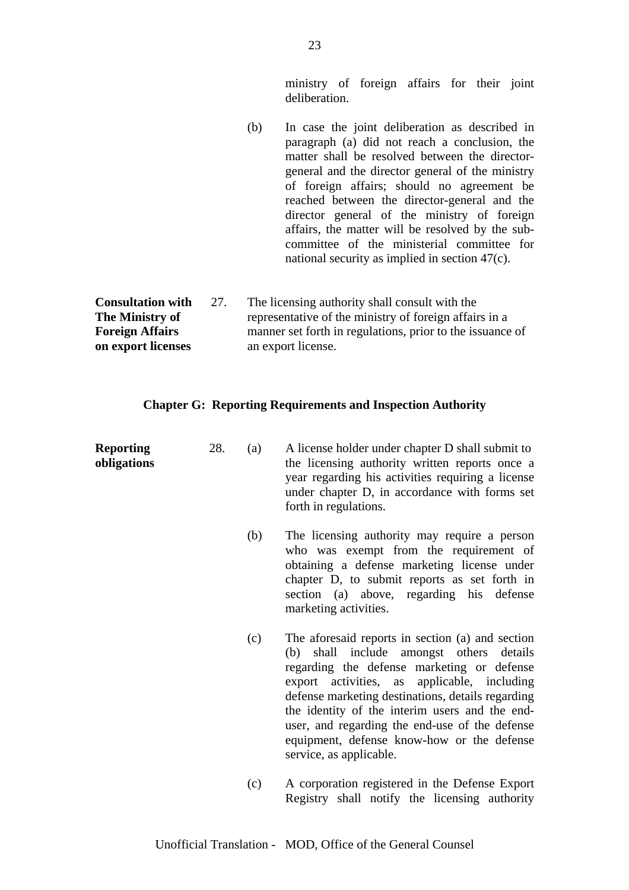ministry of foreign affairs for their joint deliberation.

(b) In case the joint deliberation as described in paragraph (a) did not reach a conclusion, the matter shall be resolved between the director-general and the director general of the ministry of foreign affairs; should no agreement be reached between the director-general and the director general of the ministry of foreign affairs, the matter will be resolved by the sub-committee of the ministerial committee for national security as implied in section 47(c).

**Consultation with The Ministry of Foreign Affairs on export licenses**

27. The licensing authority shall consult with the representative of the ministry of foreign affairs in a manner set forth in regulations, prior to the issuance of an export license.

## Chapter G: Reporting Requirements and Inspection Authority

**Reporting obligations**

28. (a) A license holder under chapter D shall submit to the licensing authority written reports once a year regarding his activities requiring a license under chapter D, in accordance with forms set forth in regulations.

(b) The licensing authority may require a person who was exempt from the requirement of obtaining a defense marketing license under chapter D, to submit reports as set forth in section (a) above, regarding his defense marketing activities.

(c) The aforesaid reports in section (a) and section (b) shall include amongst others details regarding the defense marketing or defense export activities, as applicable, including defense marketing destinations, details regarding the identity of the interim users and the end-user, and regarding the end-use of the defense equipment, defense know-how or the defense service, as applicable.

(c) A corporation registered in the Defense Export Registry shall notify the licensing authority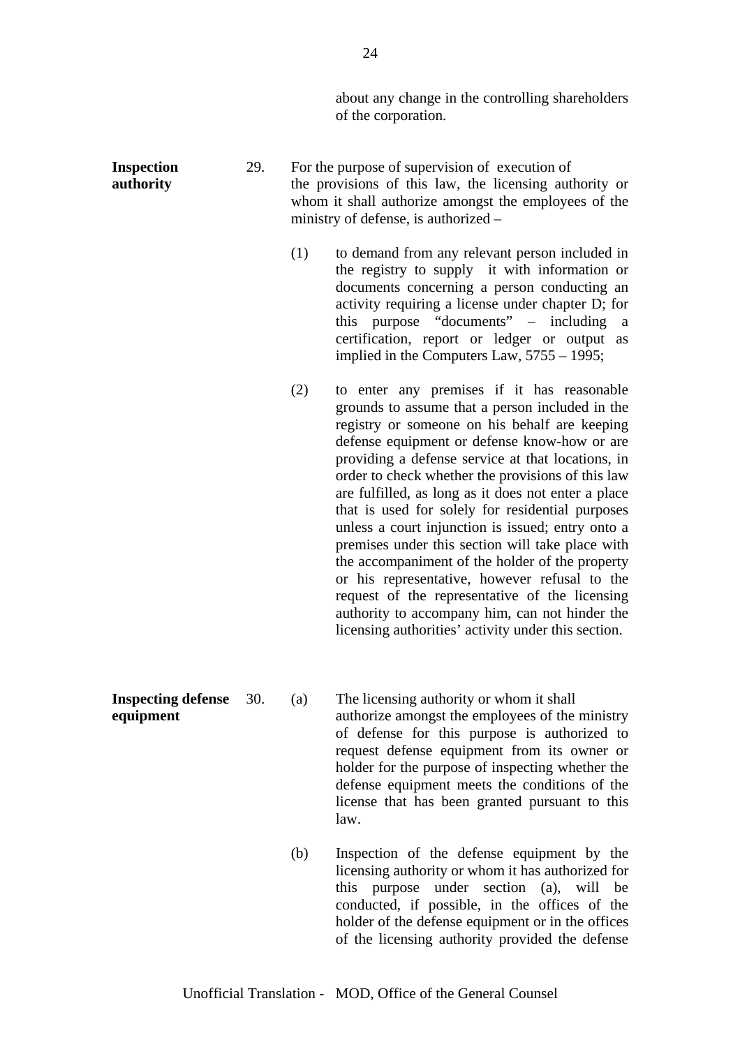about any change in the controlling shareholders of the corporation.

**Inspection authority**

29. For the purpose of supervision of execution of the provisions of this law, the licensing authority or whom it shall authorize amongst the employees of the ministry of defense, is authorized –

(1) to demand from any relevant person included in the registry to supply it with information or documents concerning a person conducting an activity requiring a license under chapter D; for this purpose "documents" – including a certification, report or ledger or output as implied in the Computers Law, 5755 – 1995;

(2) to enter any premises if it has reasonable grounds to assume that a person included in the registry or someone on his behalf are keeping defense equipment or defense know-how or are providing a defense service at that locations, in order to check whether the provisions of this law are fulfilled, as long as it does not enter a place that is used for solely for residential purposes unless a court injunction is issued; entry onto a premises under this section will take place with the accompaniment of the holder of the property or his representative, however refusal to the request of the representative of the licensing authority to accompany him, can not hinder the licensing authorities' activity under this section.

**Inspecting defense equipment**

30. (a) The licensing authority or whom it shall authorize amongst the employees of the ministry of defense for this purpose is authorized to request defense equipment from its owner or holder for the purpose of inspecting whether the defense equipment meets the conditions of the license that has been granted pursuant to this law.

(b) Inspection of the defense equipment by the licensing authority or whom it has authorized for this purpose under section (a), will be conducted, if possible, in the offices of the holder of the defense equipment or in the offices of the licensing authority provided the defense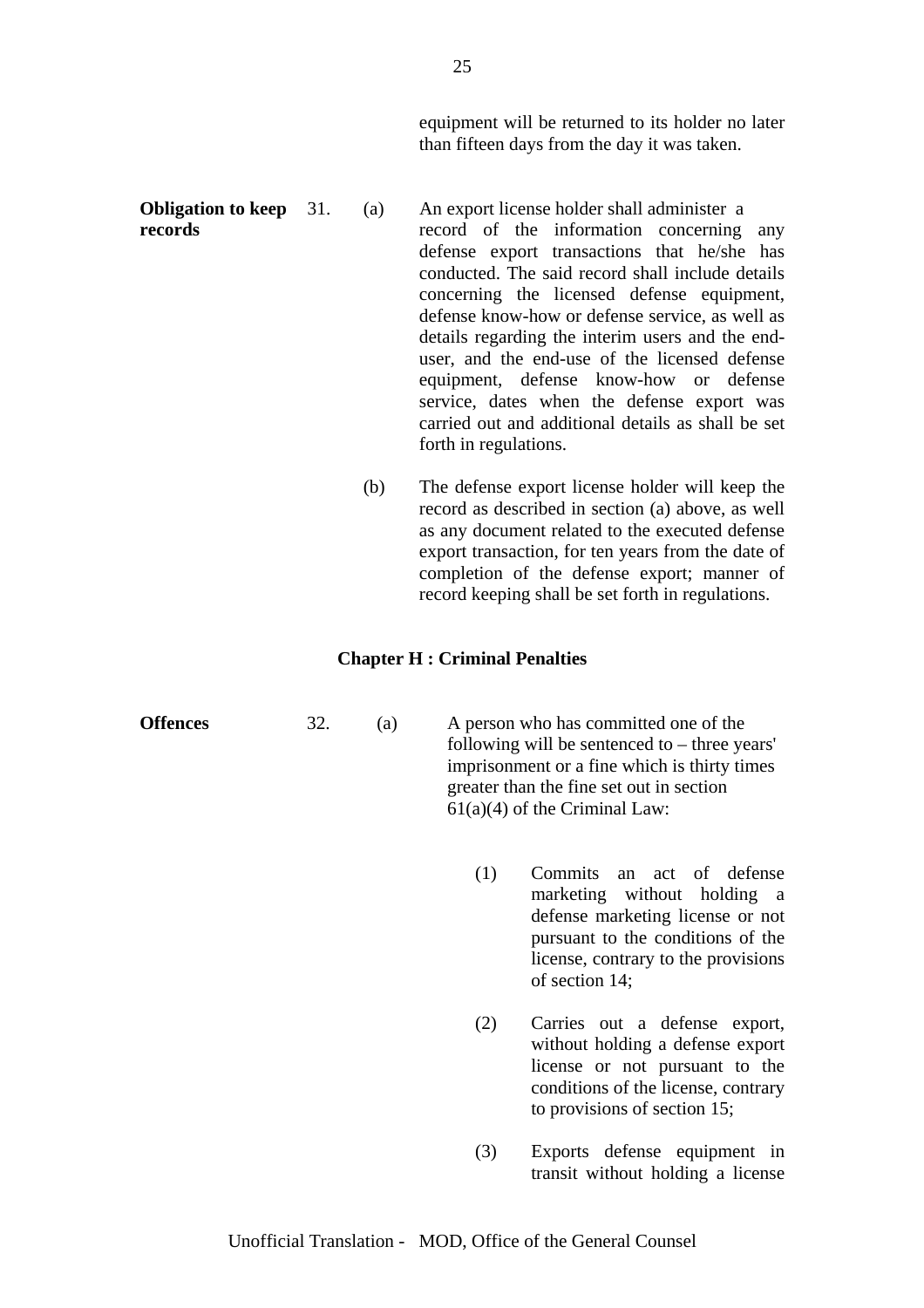equipment will be returned to its holder no later than fifteen days from the day it was taken.

**Obligation to keep records**

31. (a) An export license holder shall administer a record of the information concerning any defense export transactions that he/she has conducted. The said record shall include details concerning the licensed defense equipment, defense know-how or defense service, as well as details regarding the interim users and the end-user, and the end-use of the licensed defense equipment, defense know-how or defense service, dates when the defense export was carried out and additional details as shall be set forth in regulations.

(b) The defense export license holder will keep the record as described in section (a) above, as well as any document related to the executed defense export transaction, for ten years from the date of completion of the defense export; manner of record keeping shall be set forth in regulations.

## Chapter H : Criminal Penalties

**Offences**

32. (a) A person who has committed one of the following will be sentenced to – three years' imprisonment or a fine which is thirty times greater than the fine set out in section 61(a)(4) of the Criminal Law:

(1) Commits an act of defense marketing without holding a defense marketing license or not pursuant to the conditions of the license, contrary to the provisions of section 14;

(2) Carries out a defense export, without holding a defense export license or not pursuant to the conditions of the license, contrary to provisions of section 15;

(3) Exports defense equipment in transit without holding a license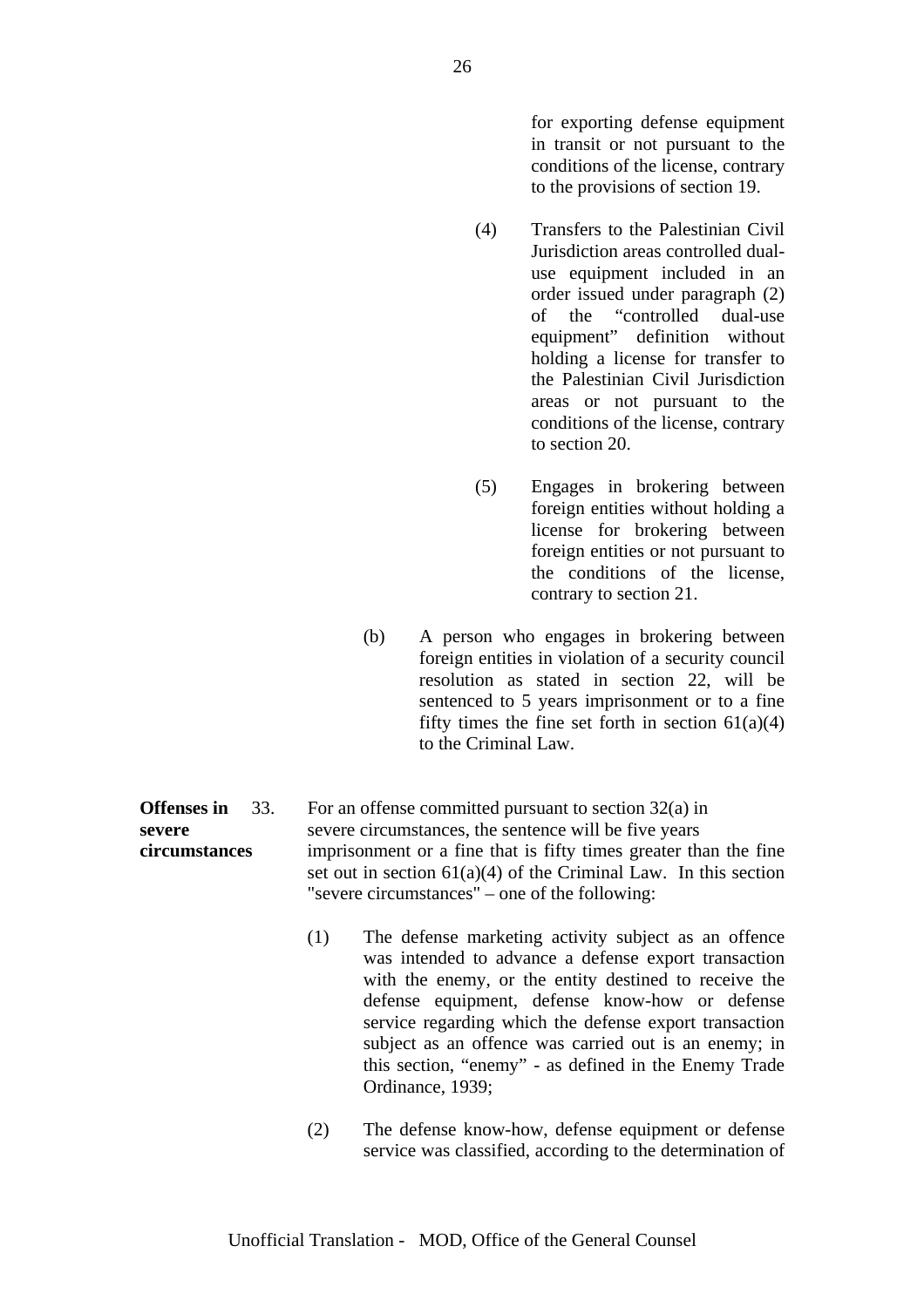for exporting defense equipment in transit or not pursuant to the conditions of the license, contrary to the provisions of section 19.

(4) Transfers to the Palestinian Civil Jurisdiction areas controlled dual-use equipment included in an order issued under paragraph (2) of the "controlled dual-use equipment" definition without holding a license for transfer to the Palestinian Civil Jurisdiction areas or not pursuant to the conditions of the license, contrary to section 20.

(5) Engages in brokering between foreign entities without holding a license for brokering between foreign entities or not pursuant to the conditions of the license, contrary to section 21.

(b) A person who engages in brokering between foreign entities in violation of a security council resolution as stated in section 22, will be sentenced to 5 years imprisonment or to a fine fifty times the fine set forth in section 61(a)(4) to the Criminal Law.

**Offenses in severe circumstances**

33. For an offense committed pursuant to section 32(a) in severe circumstances, the sentence will be five years imprisonment or a fine that is fifty times greater than the fine set out in section 61(a)(4) of the Criminal Law. In this section "severe circumstances" – one of the following:

(1) The defense marketing activity subject as an offence was intended to advance a defense export transaction with the enemy, or the entity destined to receive the defense equipment, defense know-how or defense service regarding which the defense export transaction subject as an offence was carried out is an enemy; in this section, "enemy" - as defined in the Enemy Trade Ordinance, 1939;

(2) The defense know-how, defense equipment or defense service was classified, according to the determination of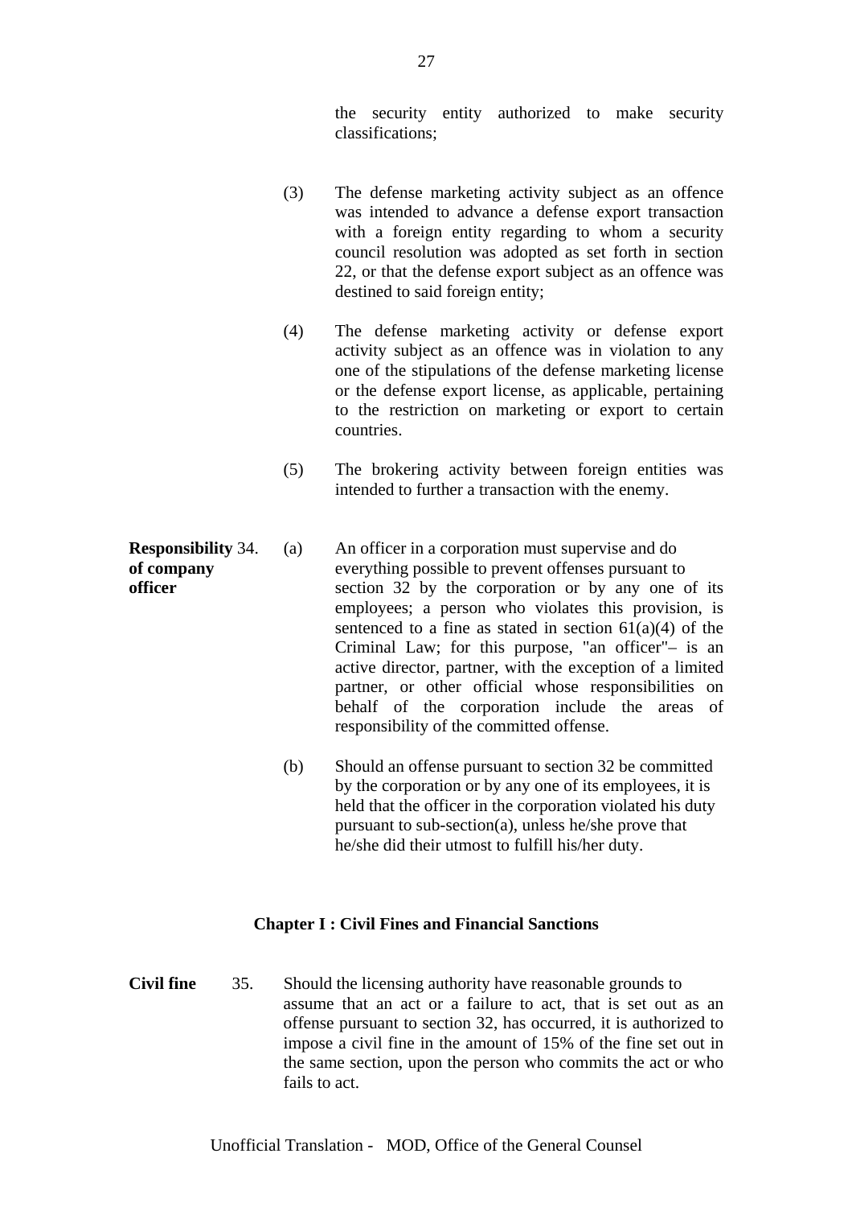the security entity authorized to make security classifications;

(3) The defense marketing activity subject as an offence was intended to advance a defense export transaction with a foreign entity regarding to whom a security council resolution was adopted as set forth in section 22, or that the defense export subject as an offence was destined to said foreign entity;

(4) The defense marketing activity or defense export activity subject as an offence was in violation to any one of the stipulations of the defense marketing license or the defense export license, as applicable, pertaining to the restriction on marketing or export to certain countries.

(5) The brokering activity between foreign entities was intended to further a transaction with the enemy.

**Responsibility of company officer** 34. (a) An officer in a corporation must supervise and do everything possible to prevent offenses pursuant to section 32 by the corporation or by any one of its employees; a person who violates this provision, is sentenced to a fine as stated in section 61(a)(4) of the Criminal Law; for this purpose, "an officer"– is an active director, partner, with the exception of a limited partner, or other official whose responsibilities on behalf of the corporation include the areas of responsibility of the committed offense.

(b) Should an offense pursuant to section 32 be committed by the corporation or by any one of its employees, it is held that the officer in the corporation violated his duty pursuant to sub-section(a), unless he/she prove that he/she did their utmost to fulfill his/her duty.

## Chapter I : Civil Fines and Financial Sanctions

**Civil fine** 35. Should the licensing authority have reasonable grounds to assume that an act or a failure to act, that is set out as an offense pursuant to section 32, has occurred, it is authorized to impose a civil fine in the amount of 15% of the fine set out in the same section, upon the person who commits the act or who fails to act.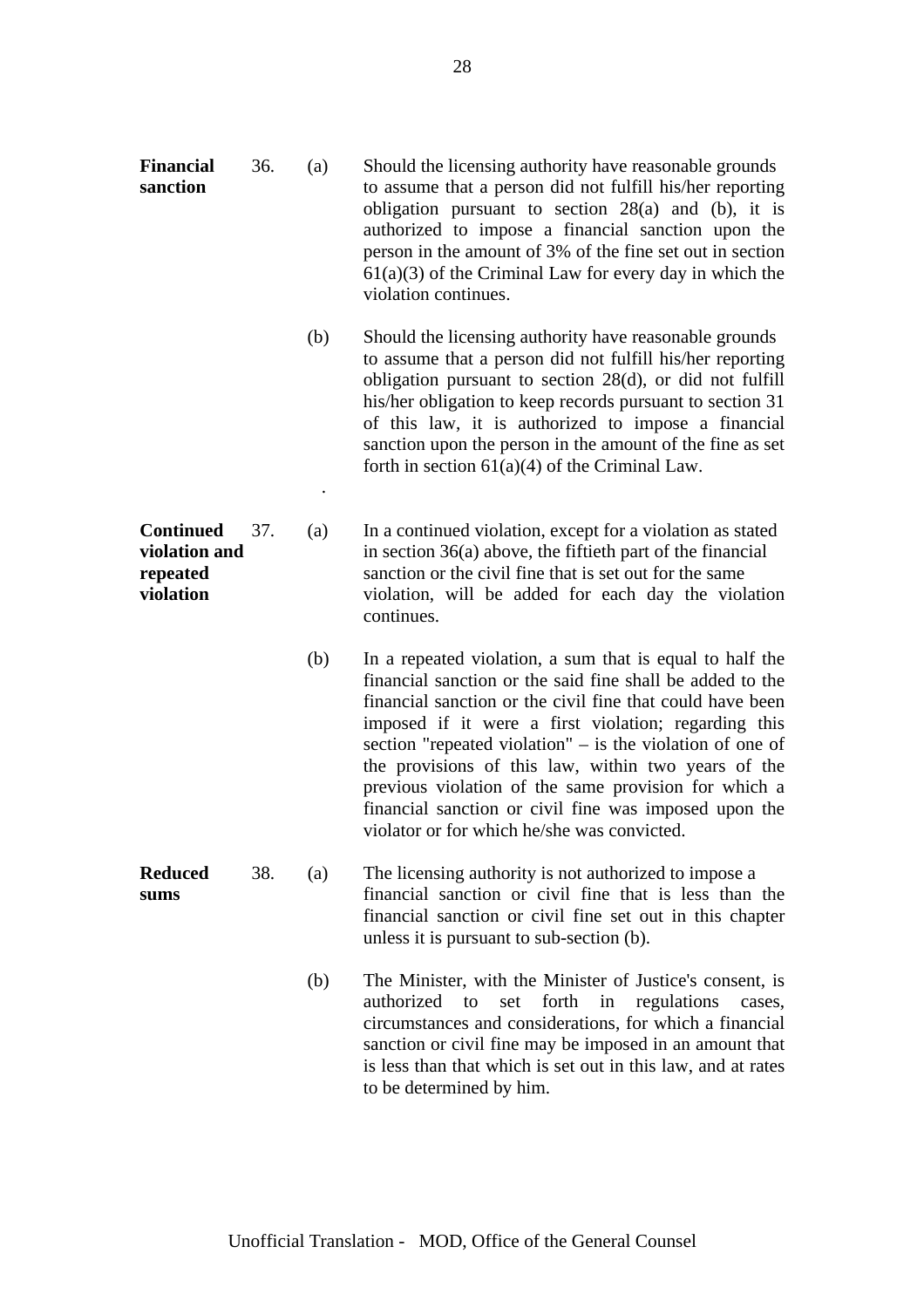**Financial sanction**

36. (a) Should the licensing authority have reasonable grounds to assume that a person did not fulfill his/her reporting obligation pursuant to section 28(a) and (b), it is authorized to impose a financial sanction upon the person in the amount of 3% of the fine set out in section 61(a)(3) of the Criminal Law for every day in which the violation continues.

(b) Should the licensing authority have reasonable grounds to assume that a person did not fulfill his/her reporting obligation pursuant to section 28(d), or did not fulfill his/her obligation to keep records pursuant to section 31 of this law, it is authorized to impose a financial sanction upon the person in the amount of the fine as set forth in section 61(a)(4) of the Criminal Law.

.

**Continued violation and repeated violation**

37. (a) In a continued violation, except for a violation as stated in section 36(a) above, the fiftieth part of the financial sanction or the civil fine that is set out for the same violation, will be added for each day the violation continues.

(b) In a repeated violation, a sum that is equal to half the financial sanction or the said fine shall be added to the financial sanction or the civil fine that could have been imposed if it were a first violation; regarding this section "repeated violation" – is the violation of one of the provisions of this law, within two years of the previous violation of the same provision for which a financial sanction or civil fine was imposed upon the violator or for which he/she was convicted.

**Reduced sums**

38. (a) The licensing authority is not authorized to impose a financial sanction or civil fine that is less than the financial sanction or civil fine set out in this chapter unless it is pursuant to sub-section (b).

(b) The Minister, with the Minister of Justice's consent, is authorized to set forth in regulations cases, circumstances and considerations, for which a financial sanction or civil fine may be imposed in an amount that is less than that which is set out in this law, and at rates to be determined by him.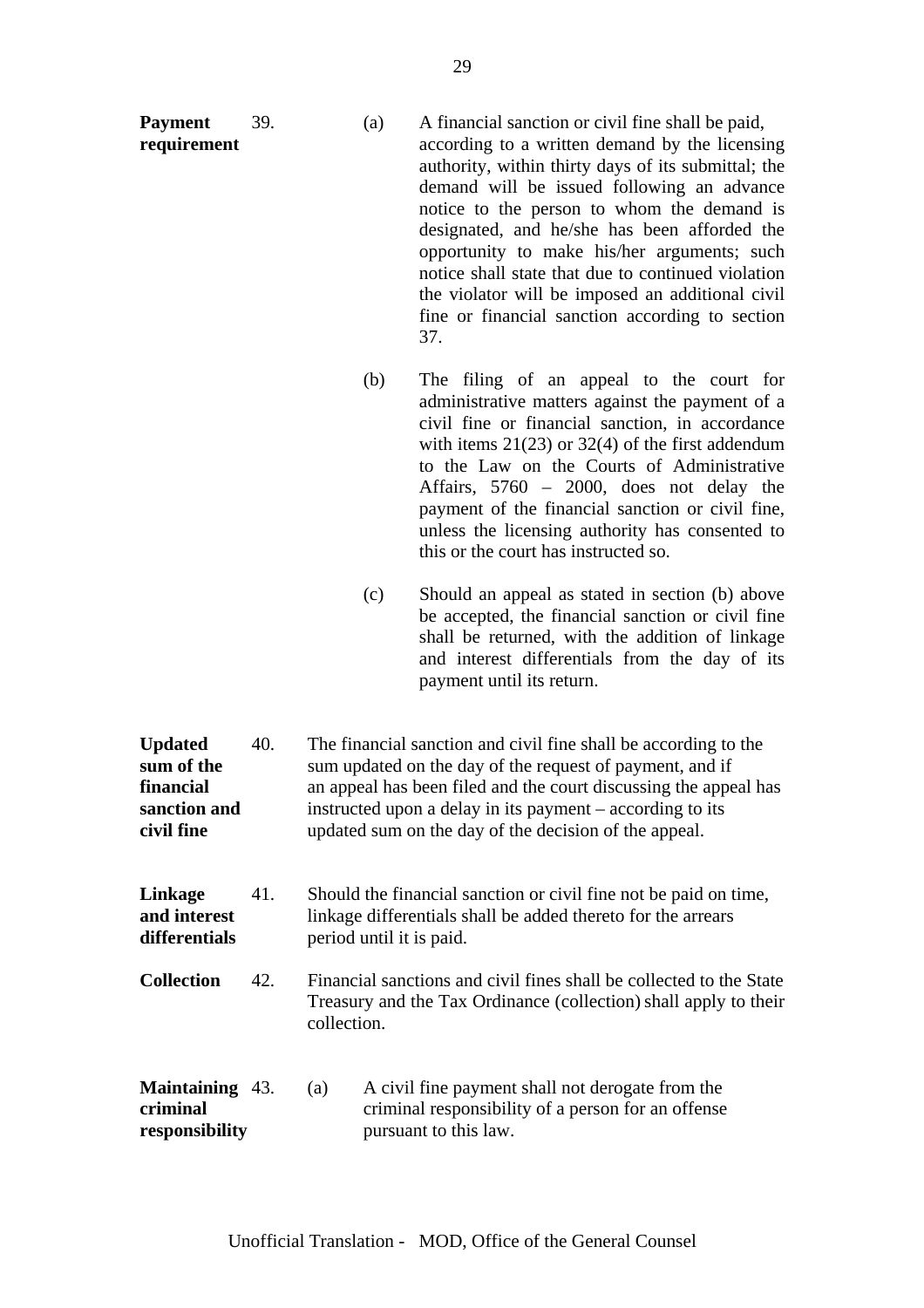**Payment requirement**

39. (a) A financial sanction or civil fine shall be paid, according to a written demand by the licensing authority, within thirty days of its submittal; the demand will be issued following an advance notice to the person to whom the demand is designated, and he/she has been afforded the opportunity to make his/her arguments; such notice shall state that due to continued violation the violator will be imposed an additional civil fine or financial sanction according to section 37.

(b) The filing of an appeal to the court for administrative matters against the payment of a civil fine or financial sanction, in accordance with items 21(23) or 32(4) of the first addendum to the Law on the Courts of Administrative Affairs, 5760 – 2000, does not delay the payment of the financial sanction or civil fine, unless the licensing authority has consented to this or the court has instructed so.

(c) Should an appeal as stated in section (b) above be accepted, the financial sanction or civil fine shall be returned, with the addition of linkage and interest differentials from the day of its payment until its return.

**Updated sum of the financial sanction and civil fine**

40. The financial sanction and civil fine shall be according to the sum updated on the day of the request of payment, and if an appeal has been filed and the court discussing the appeal has instructed upon a delay in its payment – according to its updated sum on the day of the decision of the appeal.

**Linkage and interest differentials**

41. Should the financial sanction or civil fine not be paid on time, linkage differentials shall be added thereto for the arrears period until it is paid.

**Collection**

42. Financial sanctions and civil fines shall be collected to the State Treasury and the Tax Ordinance (collection) shall apply to their collection.

**Maintaining criminal responsibility**

43. (a) A civil fine payment shall not derogate from the criminal responsibility of a person for an offense pursuant to this law.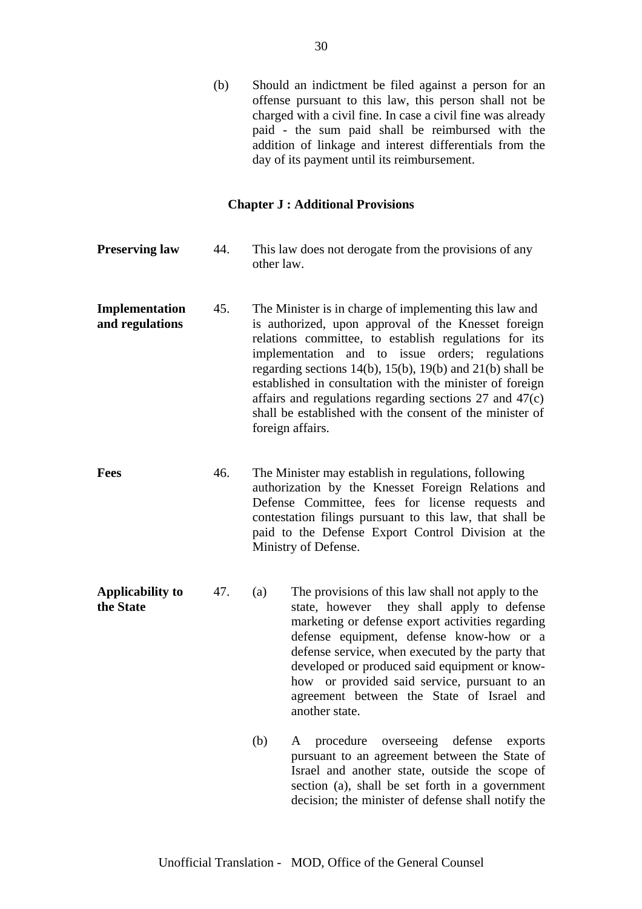(b) Should an indictment be filed against a person for an offense pursuant to this law, this person shall not be charged with a civil fine. In case a civil fine was already paid - the sum paid shall be reimbursed with the addition of linkage and interest differentials from the day of its payment until its reimbursement.

## Chapter J : Additional Provisions

**Preserving law**

44. This law does not derogate from the provisions of any other law.

**Implementation and regulations**

45. The Minister is in charge of implementing this law and is authorized, upon approval of the Knesset foreign relations committee, to establish regulations for its implementation and to issue orders; regulations regarding sections 14(b), 15(b), 19(b) and 21(b) shall be established in consultation with the minister of foreign affairs and regulations regarding sections 27 and 47(c) shall be established with the consent of the minister of foreign affairs.

**Fees**

46. The Minister may establish in regulations, following authorization by the Knesset Foreign Relations and Defense Committee, fees for license requests and contestation filings pursuant to this law, that shall be paid to the Defense Export Control Division at the Ministry of Defense.

**Applicability to the State**

47. (a) The provisions of this law shall not apply to the state, however they shall apply to defense marketing or defense export activities regarding defense equipment, defense know-how or a defense service, when executed by the party that developed or produced said equipment or know-how or provided said service, pursuant to an agreement between the State of Israel and another state.

(b) A procedure overseeing defense exports pursuant to an agreement between the State of Israel and another state, outside the scope of section (a), shall be set forth in a government decision; the minister of defense shall notify the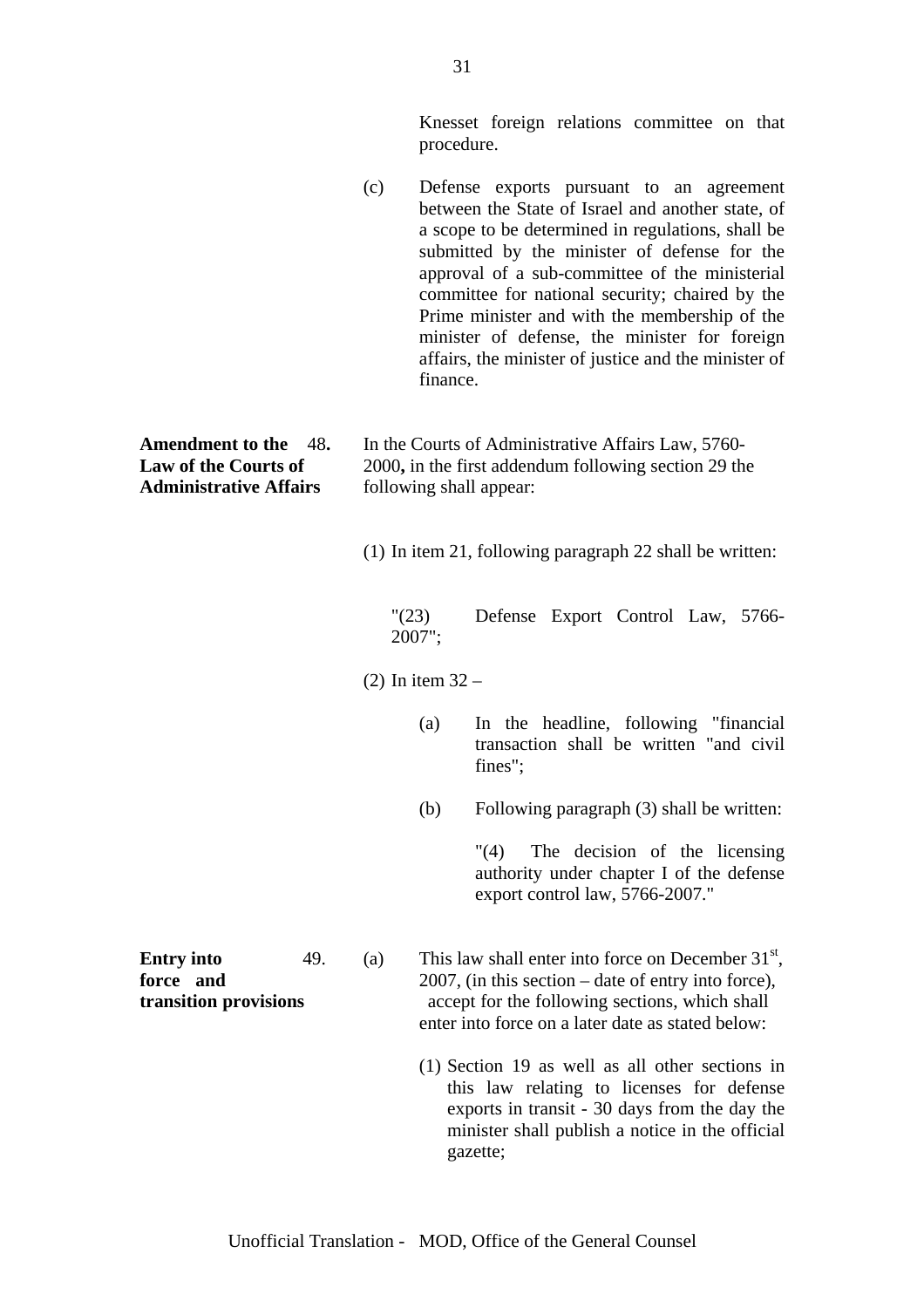Knesset foreign relations committee on that procedure.

(c) Defense exports pursuant to an agreement between the State of Israel and another state, of a scope to be determined in regulations, shall be submitted by the minister of defense for the approval of a sub-committee of the ministerial committee for national security; chaired by the Prime minister and with the membership of the minister of defense, the minister for foreign affairs, the minister of justice and the minister of finance.

**Amendment to the Law of the Courts of Administrative Affairs**

48**.** In the Courts of Administrative Affairs Law, 5760-2000**,** in the first addendum following section 29 the following shall appear:

(1) In item 21, following paragraph 22 shall be written:

"(23) Defense Export Control Law, 5766-2007";

(2) In item 32 –

(a) In the headline, following "financial transaction shall be written "and civil fines";

(b) Following paragraph (3) shall be written:

"(4) The decision of the licensing authority under chapter I of the defense export control law, 5766-2007."

**Entry into force and transition provisions**

49. (a) This law shall enter into force on December 31st, 2007, (in this section – date of entry into force), accept for the following sections, which shall enter into force on a later date as stated below:

(1) Section 19 as well as all other sections in this law relating to licenses for defense exports in transit - 30 days from the day the minister shall publish a notice in the official gazette;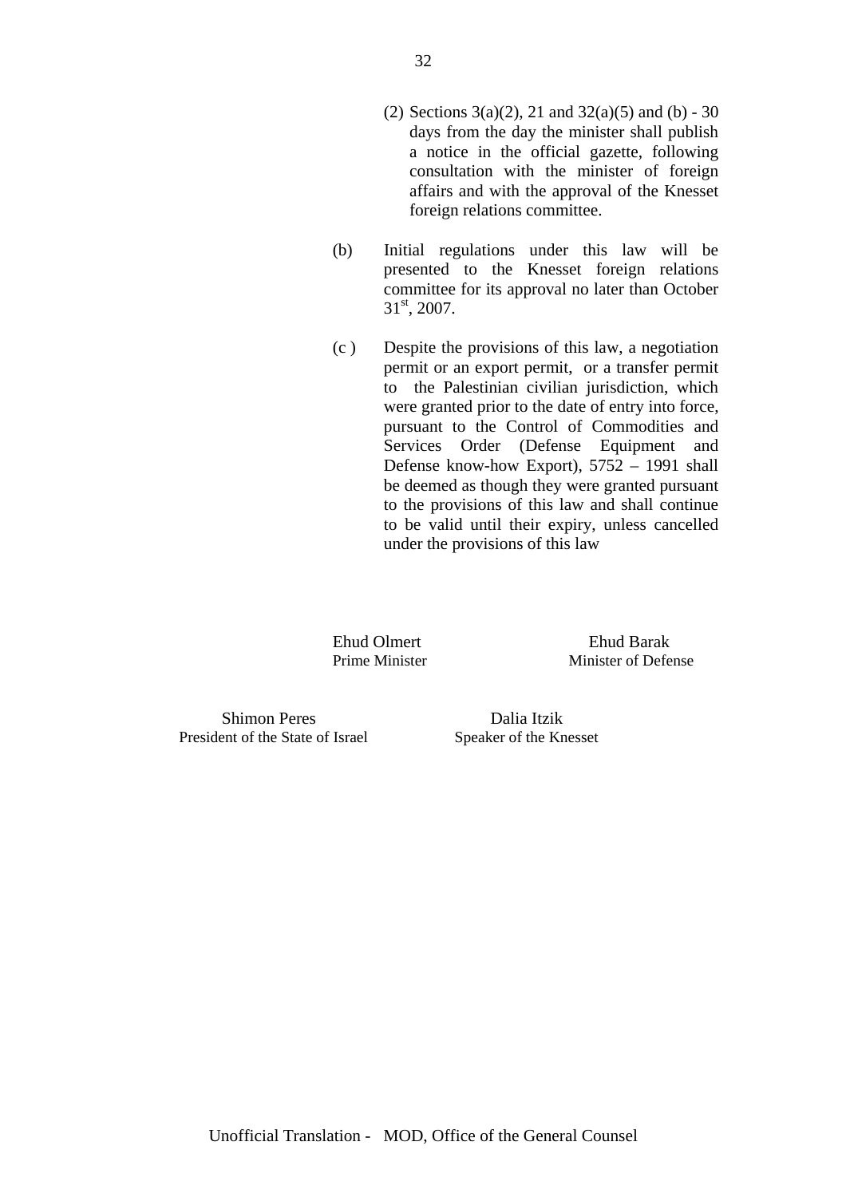(2) Sections 3(a)(2), 21 and 32(a)(5) and (b) - 30 days from the day the minister shall publish a notice in the official gazette, following consultation with the minister of foreign affairs and with the approval of the Knesset foreign relations committee.

(b) Initial regulations under this law will be presented to the Knesset foreign relations committee for its approval no later than October 31st, 2007.

(c ) Despite the provisions of this law, a negotiation permit or an export permit, or a transfer permit to the Palestinian civilian jurisdiction, which were granted prior to the date of entry into force, pursuant to the Control of Commodities and Services Order (Defense Equipment and Defense know-how Export), 5752 – 1991 shall be deemed as though they were granted pursuant to the provisions of this law and shall continue to be valid until their expiry, unless cancelled under the provisions of this law

Ehud Olmert
Prime Minister

Ehud Barak
Minister of Defense

Shimon Peres
President of the State of Israel

Dalia Itzik
Speaker of the Knesset

Unofficial Translation - MOD, Office of the General Counsel